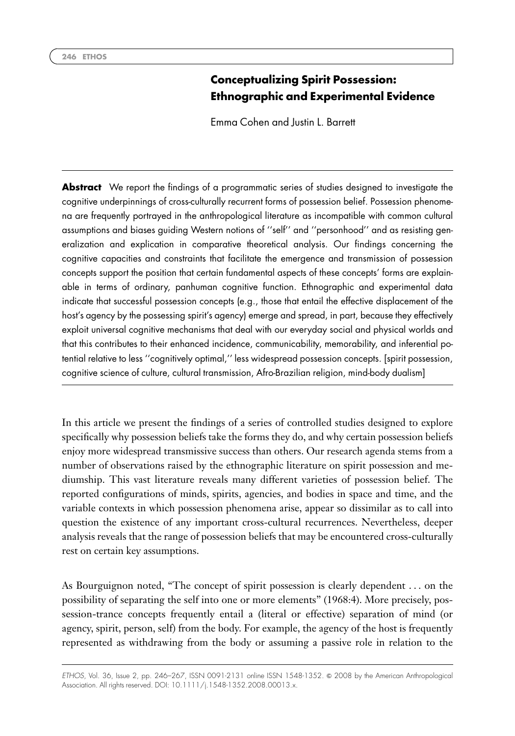# Conceptualizing Spirit Possession: Ethnographic and Experimental Evidence

Emma Cohen and Justin L. Barrett

**Abstract** We report the findings of a programmatic series of studies designed to investigate the cognitive underpinnings of cross-culturally recurrent forms of possession belief. Possession phenomena are frequently portrayed in the anthropological literature as incompatible with common cultural assumptions and biases guiding Western notions of ''self'' and ''personhood'' and as resisting generalization and explication in comparative theoretical analysis. Our findings concerning the cognitive capacities and constraints that facilitate the emergence and transmission of possession concepts support the position that certain fundamental aspects of these concepts' forms are explainable in terms of ordinary, panhuman cognitive function. Ethnographic and experimental data indicate that successful possession concepts (e.g., those that entail the effective displacement of the host's agency by the possessing spirit's agency) emerge and spread, in part, because they effectively exploit universal cognitive mechanisms that deal with our everyday social and physical worlds and that this contributes to their enhanced incidence, communicability, memorability, and inferential potential relative to less ''cognitively optimal,'' less widespread possession concepts. [spirit possession, cognitive science of culture, cultural transmission, Afro-Brazilian religion, mind-body dualism]

In this article we present the findings of a series of controlled studies designed to explore specifically why possession beliefs take the forms they do, and why certain possession beliefs enjoy more widespread transmissive success than others. Our research agenda stems from a number of observations raised by the ethnographic literature on spirit possession and mediumship. This vast literature reveals many different varieties of possession belief. The reported configurations of minds, spirits, agencies, and bodies in space and time, and the variable contexts in which possession phenomena arise, appear so dissimilar as to call into question the existence of any important cross-cultural recurrences. Nevertheless, deeper analysis reveals that the range of possession beliefs that may be encountered cross-culturally rest on certain key assumptions.

As Bourguignon noted, "The concept of spirit possession is clearly dependent . . . on the possibility of separating the self into one or more elements" (1968:4). More precisely, possession-trance concepts frequently entail a (literal or effective) separation of mind (or agency, spirit, person, self) from the body. For example, the agency of the host is frequently represented as withdrawing from the body or assuming a passive role in relation to the

*ETHOS*, Vol. 36, Issue 2, pp. 246–267, ISSN 0091-2131 online ISSN 1548-1352. © 2008 by the American Anthropological Association. All rights reserved. DOI: 10.1111/j.1548-1352.2008.00013.x.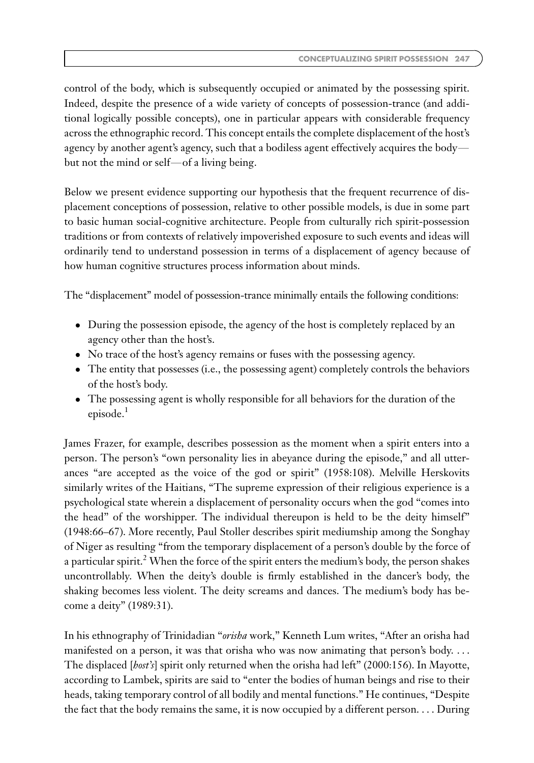control of the body, which is subsequently occupied or animated by the possessing spirit. Indeed, despite the presence of a wide variety of concepts of possession-trance (and additional logically possible concepts), one in particular appears with considerable frequency across the ethnographic record. This concept entails the complete displacement of the host's agency by another agent's agency, such that a bodiless agent effectively acquires the body—but not the mind or self—of a living being.

Below we present evidence supporting our hypothesis that the frequent recurrence of displacement conceptions of possession, relative to other possible models, is due in some part to basic human social-cognitive architecture. People from culturally rich spirit-possession traditions or from contexts of relatively impoverished exposure to such events and ideas will ordinarily tend to understand possession in terms of a displacement of agency because of how human cognitive structures process information about minds.

The "displacement" model of possession-trance minimally entails the following conditions:

- During the possession episode, the agency of the host is completely replaced by an agency other than the host's.
- No trace of the host's agency remains or fuses with the possessing agency.
- The entity that possesses (i.e., the possessing agent) completely controls the behaviors of the host's body.
- The possessing agent is wholly responsible for all behaviors for the duration of the episode.[1]

James Frazer, for example, describes possession as the moment when a spirit enters into a person. The person's "own personality lies in abeyance during the episode," and all utterances "are accepted as the voice of the god or spirit" (1958:108). Melville Herskovits similarly writes of the Haitians, "The supreme expression of their religious experience is a psychological state wherein a displacement of personality occurs when the god "comes into the head" of the worshipper. The individual thereupon is held to be the deity himself" (1948:66–67). More recently, Paul Stoller describes spirit mediumship among the Songhay of Niger as resulting "from the temporary displacement of a person's double by the force of a particular spirit.[2] When the force of the spirit enters the medium's body, the person shakes uncontrollably. When the deity's double is firmly established in the dancer's body, the shaking becomes less violent. The deity screams and dances. The medium's body has become a deity" (1989:31).

In his ethnography of Trinidadian "*orisha* work," Kenneth Lum writes, "After an orisha had manifested on a person, it was that orisha who was now animating that person's body. . . . The displaced [*host's*] spirit only returned when the orisha had left" (2000:156). In Mayotte, according to Lambek, spirits are said to "enter the bodies of human beings and rise to their heads, taking temporary control of all bodily and mental functions." He continues, "Despite the fact that the body remains the same, it is now occupied by a different person. . . . During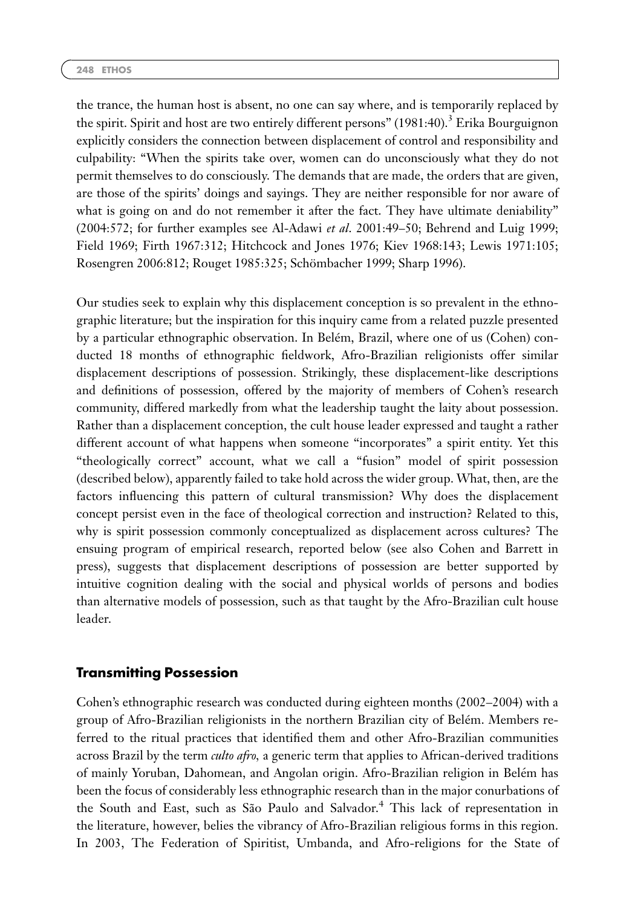the trance, the human host is absent, no one can say where, and is temporarily replaced by the spirit. Spirit and host are two entirely different persons" (1981:40).[3] Erika Bourguignon explicitly considers the connection between displacement of control and responsibility and culpability: "When the spirits take over, women can do unconsciously what they do not permit themselves to do consciously. The demands that are made, the orders that are given, are those of the spirits' doings and sayings. They are neither responsible for nor aware of what is going on and do not remember it after the fact. They have ultimate deniability" (2004:572; for further examples see Al-Adawi *et al*. 2001:49–50; Behrend and Luig 1999; Field 1969; Firth 1967:312; Hitchcock and Jones 1976; Kiev 1968:143; Lewis 1971:105; Rosengren 2006:812; Rouget 1985:325; Schömbacher 1999; Sharp 1996).

Our studies seek to explain why this displacement conception is so prevalent in the ethnographic literature; but the inspiration for this inquiry came from a related puzzle presented by a particular ethnographic observation. In Belém, Brazil, where one of us (Cohen) conducted 18 months of ethnographic fieldwork, Afro-Brazilian religionists offer similar displacement descriptions of possession. Strikingly, these displacement-like descriptions and definitions of possession, offered by the majority of members of Cohen's research community, differed markedly from what the leadership taught the laity about possession. Rather than a displacement conception, the cult house leader expressed and taught a rather different account of what happens when someone "incorporates" a spirit entity. Yet this "theologically correct" account, what we call a "fusion" model of spirit possession (described below), apparently failed to take hold across the wider group. What, then, are the factors influencing this pattern of cultural transmission? Why does the displacement concept persist even in the face of theological correction and instruction? Related to this, why is spirit possession commonly conceptualized as displacement across cultures? The ensuing program of empirical research, reported below (see also Cohen and Barrett in press), suggests that displacement descriptions of possession are better supported by intuitive cognition dealing with the social and physical worlds of persons and bodies than alternative models of possession, such as that taught by the Afro-Brazilian cult house leader.

## Transmitting Possession

Cohen's ethnographic research was conducted during eighteen months (2002–2004) with a group of Afro-Brazilian religionists in the northern Brazilian city of Belém. Members referred to the ritual practices that identified them and other Afro-Brazilian communities across Brazil by the term *culto afro*, a generic term that applies to African-derived traditions of mainly Yoruban, Dahomean, and Angolan origin. Afro-Brazilian religion in Belém has been the focus of considerably less ethnographic research than in the major conurbations of the South and East, such as São Paulo and Salvador.[4] This lack of representation in the literature, however, belies the vibrancy of Afro-Brazilian religious forms in this region. In 2003, The Federation of Spiritist, Umbanda, and Afro-religions for the State of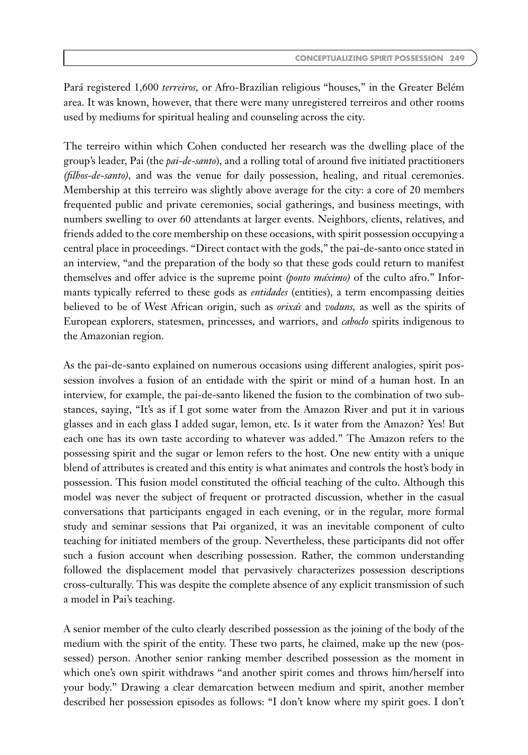Pará registered 1,600 *terreiros*, or Afro-Brazilian religious "houses," in the Greater Belém area. It was known, however, that there were many unregistered terreiros and other rooms used by mediums for spiritual healing and counseling across the city.

The terreiro within which Cohen conducted her research was the dwelling place of the group's leader, Pai (the *pai-de-santo*), and a rolling total of around five initiated practitioners *(filhos-de-santo)*, and was the venue for daily possession, healing, and ritual ceremonies. Membership at this terreiro was slightly above average for the city: a core of 20 members frequented public and private ceremonies, social gatherings, and business meetings, with numbers swelling to over 60 attendants at larger events. Neighbors, clients, relatives, and friends added to the core membership on these occasions, with spirit possession occupying a central place in proceedings. "Direct contact with the gods," the pai-de-santo once stated in an interview, "and the preparation of the body so that these gods could return to manifest themselves and offer advice is the supreme point *(ponto máximo)* of the culto afro." Informants typically referred to these gods as *entidades* (entities), a term encompassing deities believed to be of West African origin, such as *orixás* and *voduns*, as well as the spirits of European explorers, statesmen, princesses, and warriors, and *caboclo* spirits indigenous to the Amazonian region.

As the pai-de-santo explained on numerous occasions using different analogies, spirit possession involves a fusion of an entidade with the spirit or mind of a human host. In an interview, for example, the pai-de-santo likened the fusion to the combination of two substances, saying, "It's as if I got some water from the Amazon River and put it in various glasses and in each glass I added sugar, lemon, etc. Is it water from the Amazon? Yes! But each one has its own taste according to whatever was added." The Amazon refers to the possessing spirit and the sugar or lemon refers to the host. One new entity with a unique blend of attributes is created and this entity is what animates and controls the host's body in possession. This fusion model constituted the official teaching of the culto. Although this model was never the subject of frequent or protracted discussion, whether in the casual conversations that participants engaged in each evening, or in the regular, more formal study and seminar sessions that Pai organized, it was an inevitable component of culto teaching for initiated members of the group. Nevertheless, these participants did not offer such a fusion account when describing possession. Rather, the common understanding followed the displacement model that pervasively characterizes possession descriptions cross-culturally. This was despite the complete absence of any explicit transmission of such a model in Pai's teaching.

A senior member of the culto clearly described possession as the joining of the body of the medium with the spirit of the entity. These two parts, he claimed, make up the new (possessed) person. Another senior ranking member described possession as the moment in which one's own spirit withdraws "and another spirit comes and throws him/herself into your body." Drawing a clear demarcation between medium and spirit, another member described her possession episodes as follows: "I don't know where my spirit goes. I don't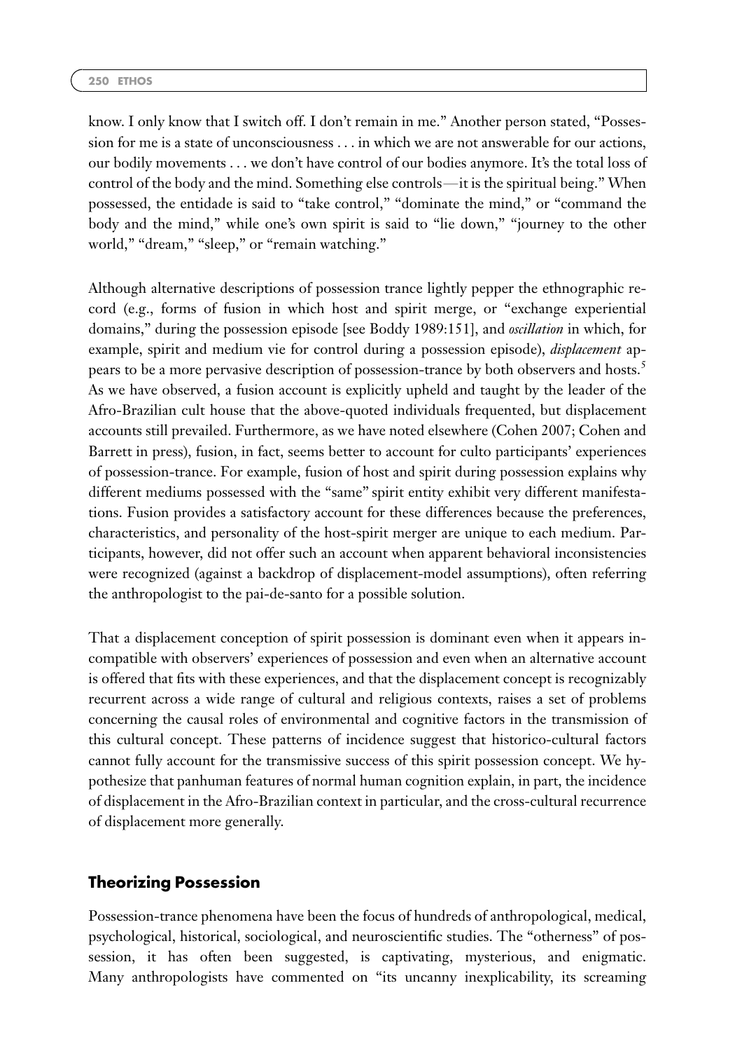know. I only know that I switch off. I don't remain in me." Another person stated, "Possession for me is a state of unconsciousness . . . in which we are not answerable for our actions, our bodily movements . . . we don't have control of our bodies anymore. It's the total loss of control of the body and the mind. Something else controls—it is the spiritual being." When possessed, the entidade is said to "take control," "dominate the mind," or "command the body and the mind," while one's own spirit is said to "lie down," "journey to the other world," "dream," "sleep," or "remain watching."

Although alternative descriptions of possession trance lightly pepper the ethnographic record (e.g., forms of fusion in which host and spirit merge, or "exchange experiential domains," during the possession episode [see Boddy 1989:151], and *oscillation* in which, for example, spirit and medium vie for control during a possession episode), *displacement* appears to be a more pervasive description of possession-trance by both observers and hosts.[5] As we have observed, a fusion account is explicitly upheld and taught by the leader of the Afro-Brazilian cult house that the above-quoted individuals frequented, but displacement accounts still prevailed. Furthermore, as we have noted elsewhere (Cohen 2007; Cohen and Barrett in press), fusion, in fact, seems better to account for culto participants' experiences of possession-trance. For example, fusion of host and spirit during possession explains why different mediums possessed with the "same" spirit entity exhibit very different manifestations. Fusion provides a satisfactory account for these differences because the preferences, characteristics, and personality of the host-spirit merger are unique to each medium. Participants, however, did not offer such an account when apparent behavioral inconsistencies were recognized (against a backdrop of displacement-model assumptions), often referring the anthropologist to the pai-de-santo for a possible solution.

That a displacement conception of spirit possession is dominant even when it appears incompatible with observers' experiences of possession and even when an alternative account is offered that fits with these experiences, and that the displacement concept is recognizably recurrent across a wide range of cultural and religious contexts, raises a set of problems concerning the causal roles of environmental and cognitive factors in the transmission of this cultural concept. These patterns of incidence suggest that historico-cultural factors cannot fully account for the transmissive success of this spirit possession concept. We hypothesize that panhuman features of normal human cognition explain, in part, the incidence of displacement in the Afro-Brazilian context in particular, and the cross-cultural recurrence of displacement more generally.

## Theorizing Possession

Possession-trance phenomena have been the focus of hundreds of anthropological, medical, psychological, historical, sociological, and neuroscientific studies. The "otherness" of possession, it has often been suggested, is captivating, mysterious, and enigmatic. Many anthropologists have commented on "its uncanny inexplicability, its screaming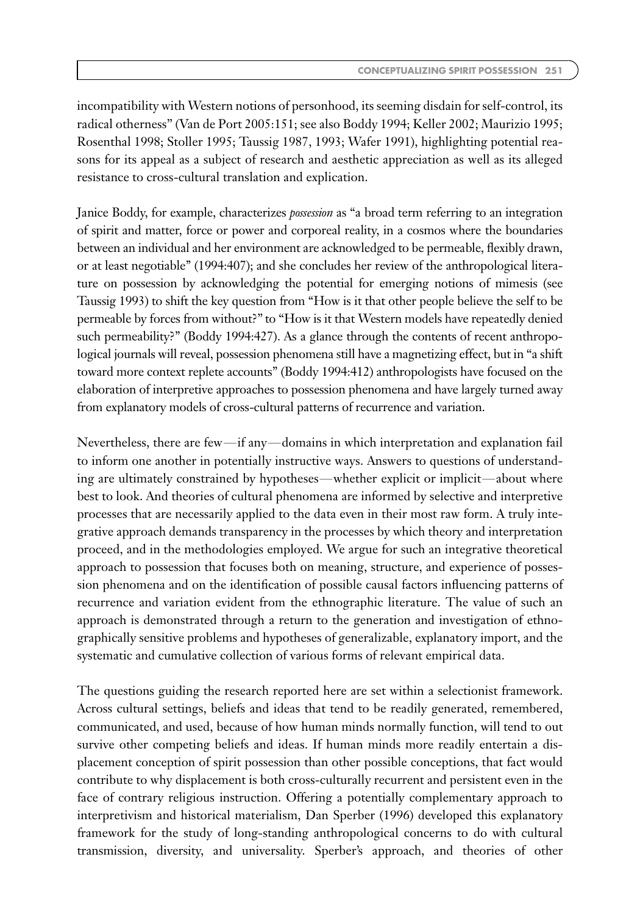incompatibility with Western notions of personhood, its seeming disdain for self-control, its radical otherness" (Van de Port 2005:151; see also Boddy 1994; Keller 2002; Maurizio 1995; Rosenthal 1998; Stoller 1995; Taussig 1987, 1993; Wafer 1991), highlighting potential reasons for its appeal as a subject of research and aesthetic appreciation as well as its alleged resistance to cross-cultural translation and explication.

Janice Boddy, for example, characterizes *possession* as "a broad term referring to an integration of spirit and matter, force or power and corporeal reality, in a cosmos where the boundaries between an individual and her environment are acknowledged to be permeable, flexibly drawn, or at least negotiable" (1994:407); and she concludes her review of the anthropological literature on possession by acknowledging the potential for emerging notions of mimesis (see Taussig 1993) to shift the key question from "How is it that other people believe the self to be permeable by forces from without?" to "How is it that Western models have repeatedly denied such permeability?" (Boddy 1994:427). As a glance through the contents of recent anthropological journals will reveal, possession phenomena still have a magnetizing effect, but in "a shift toward more context replete accounts" (Boddy 1994:412) anthropologists have focused on the elaboration of interpretive approaches to possession phenomena and have largely turned away from explanatory models of cross-cultural patterns of recurrence and variation.

Nevertheless, there are few—if any—domains in which interpretation and explanation fail to inform one another in potentially instructive ways. Answers to questions of understanding are ultimately constrained by hypotheses—whether explicit or implicit—about where best to look. And theories of cultural phenomena are informed by selective and interpretive processes that are necessarily applied to the data even in their most raw form. A truly integrative approach demands transparency in the processes by which theory and interpretation proceed, and in the methodologies employed. We argue for such an integrative theoretical approach to possession that focuses both on meaning, structure, and experience of possession phenomena and on the identification of possible causal factors influencing patterns of recurrence and variation evident from the ethnographic literature. The value of such an approach is demonstrated through a return to the generation and investigation of ethnographically sensitive problems and hypotheses of generalizable, explanatory import, and the systematic and cumulative collection of various forms of relevant empirical data.

The questions guiding the research reported here are set within a selectionist framework. Across cultural settings, beliefs and ideas that tend to be readily generated, remembered, communicated, and used, because of how human minds normally function, will tend to out survive other competing beliefs and ideas. If human minds more readily entertain a displacement conception of spirit possession than other possible conceptions, that fact would contribute to why displacement is both cross-culturally recurrent and persistent even in the face of contrary religious instruction. Offering a potentially complementary approach to interpretivism and historical materialism, Dan Sperber (1996) developed this explanatory framework for the study of long-standing anthropological concerns to do with cultural transmission, diversity, and universality. Sperber's approach, and theories of other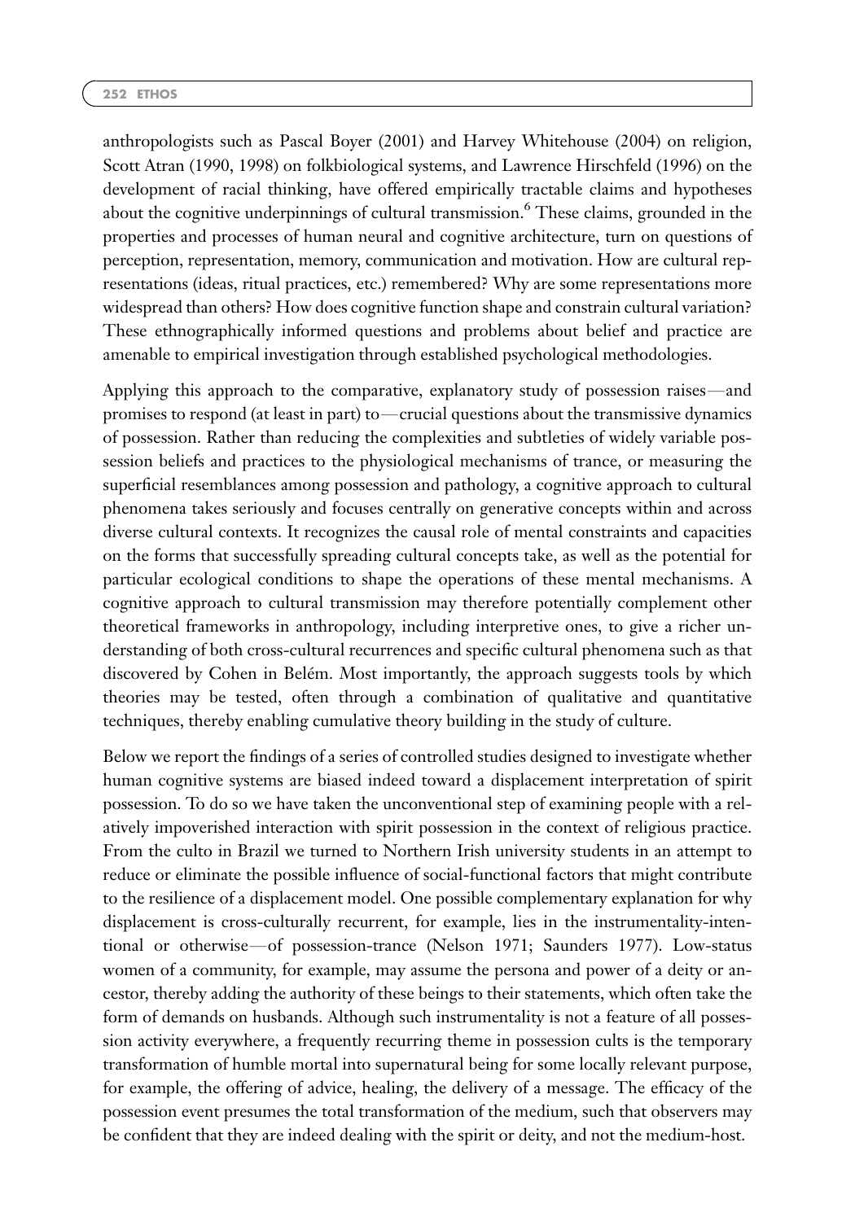anthropologists such as Pascal Boyer (2001) and Harvey Whitehouse (2004) on religion, Scott Atran (1990, 1998) on folkbiological systems, and Lawrence Hirschfeld (1996) on the development of racial thinking, have offered empirically tractable claims and hypotheses about the cognitive underpinnings of cultural transmission.[6] These claims, grounded in the properties and processes of human neural and cognitive architecture, turn on questions of perception, representation, memory, communication and motivation. How are cultural representations (ideas, ritual practices, etc.) remembered? Why are some representations more widespread than others? How does cognitive function shape and constrain cultural variation? These ethnographically informed questions and problems about belief and practice are amenable to empirical investigation through established psychological methodologies.

Applying this approach to the comparative, explanatory study of possession raises—and promises to respond (at least in part) to—crucial questions about the transmissive dynamics of possession. Rather than reducing the complexities and subtleties of widely variable possession beliefs and practices to the physiological mechanisms of trance, or measuring the superficial resemblances among possession and pathology, a cognitive approach to cultural phenomena takes seriously and focuses centrally on generative concepts within and across diverse cultural contexts. It recognizes the causal role of mental constraints and capacities on the forms that successfully spreading cultural concepts take, as well as the potential for particular ecological conditions to shape the operations of these mental mechanisms. A cognitive approach to cultural transmission may therefore potentially complement other theoretical frameworks in anthropology, including interpretive ones, to give a richer understanding of both cross-cultural recurrences and specific cultural phenomena such as that discovered by Cohen in Belém. Most importantly, the approach suggests tools by which theories may be tested, often through a combination of qualitative and quantitative techniques, thereby enabling cumulative theory building in the study of culture.

Below we report the findings of a series of controlled studies designed to investigate whether human cognitive systems are biased indeed toward a displacement interpretation of spirit possession. To do so we have taken the unconventional step of examining people with a relatively impoverished interaction with spirit possession in the context of religious practice. From the culto in Brazil we turned to Northern Irish university students in an attempt to reduce or eliminate the possible influence of social-functional factors that might contribute to the resilience of a displacement model. One possible complementary explanation for why displacement is cross-culturally recurrent, for example, lies in the instrumentality-intentional or otherwise—of possession-trance (Nelson 1971; Saunders 1977). Low-status women of a community, for example, may assume the persona and power of a deity or ancestor, thereby adding the authority of these beings to their statements, which often take the form of demands on husbands. Although such instrumentality is not a feature of all possession activity everywhere, a frequently recurring theme in possession cults is the temporary transformation of humble mortal into supernatural being for some locally relevant purpose, for example, the offering of advice, healing, the delivery of a message. The efficacy of the possession event presumes the total transformation of the medium, such that observers may be confident that they are indeed dealing with the spirit or deity, and not the medium-host.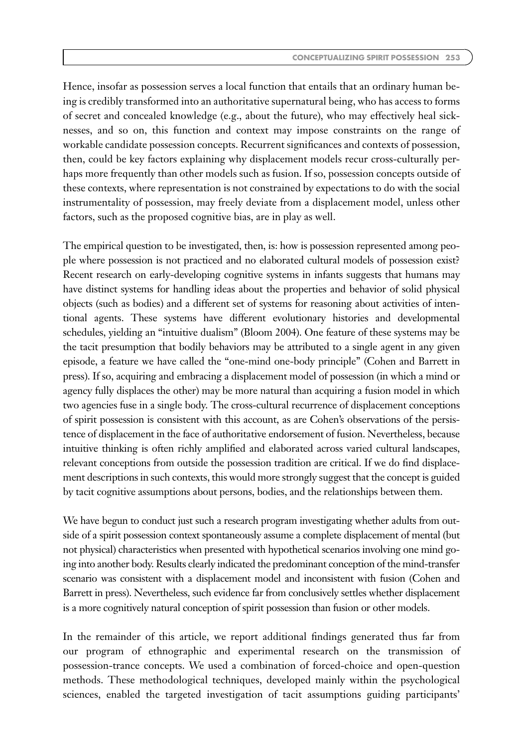Hence, insofar as possession serves a local function that entails that an ordinary human being is credibly transformed into an authoritative supernatural being, who has access to forms of secret and concealed knowledge (e.g., about the future), who may effectively heal sicknesses, and so on, this function and context may impose constraints on the range of workable candidate possession concepts. Recurrent significances and contexts of possession, then, could be key factors explaining why displacement models recur cross-culturally perhaps more frequently than other models such as fusion. If so, possession concepts outside of these contexts, where representation is not constrained by expectations to do with the social instrumentality of possession, may freely deviate from a displacement model, unless other factors, such as the proposed cognitive bias, are in play as well.

The empirical question to be investigated, then, is: how is possession represented among people where possession is not practiced and no elaborated cultural models of possession exist? Recent research on early-developing cognitive systems in infants suggests that humans may have distinct systems for handling ideas about the properties and behavior of solid physical objects (such as bodies) and a different set of systems for reasoning about activities of intentional agents. These systems have different evolutionary histories and developmental schedules, yielding an "intuitive dualism" (Bloom 2004). One feature of these systems may be the tacit presumption that bodily behaviors may be attributed to a single agent in any given episode, a feature we have called the "one-mind one-body principle" (Cohen and Barrett in press). If so, acquiring and embracing a displacement model of possession (in which a mind or agency fully displaces the other) may be more natural than acquiring a fusion model in which two agencies fuse in a single body. The cross-cultural recurrence of displacement conceptions of spirit possession is consistent with this account, as are Cohen's observations of the persistence of displacement in the face of authoritative endorsement of fusion. Nevertheless, because intuitive thinking is often richly amplified and elaborated across varied cultural landscapes, relevant conceptions from outside the possession tradition are critical. If we do find displacement descriptions in such contexts, this would more strongly suggest that the concept is guided by tacit cognitive assumptions about persons, bodies, and the relationships between them.

We have begun to conduct just such a research program investigating whether adults from outside of a spirit possession context spontaneously assume a complete displacement of mental (but not physical) characteristics when presented with hypothetical scenarios involving one mind going into another body. Results clearly indicated the predominant conception of the mind-transfer scenario was consistent with a displacement model and inconsistent with fusion (Cohen and Barrett in press). Nevertheless, such evidence far from conclusively settles whether displacement is a more cognitively natural conception of spirit possession than fusion or other models.

In the remainder of this article, we report additional findings generated thus far from our program of ethnographic and experimental research on the transmission of possession-trance concepts. We used a combination of forced-choice and open-question methods. These methodological techniques, developed mainly within the psychological sciences, enabled the targeted investigation of tacit assumptions guiding participants'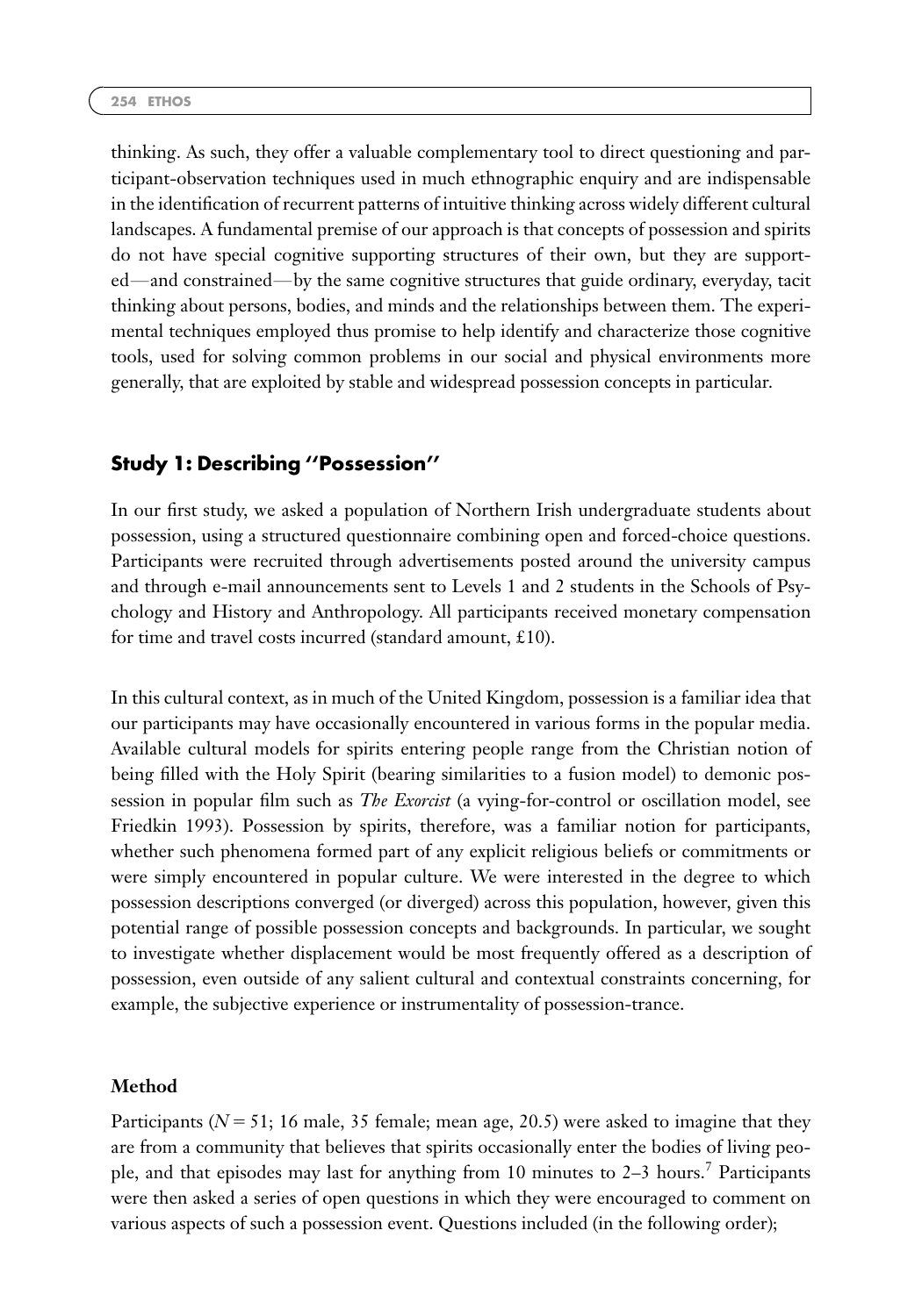thinking. As such, they offer a valuable complementary tool to direct questioning and participant-observation techniques used in much ethnographic enquiry and are indispensable in the identification of recurrent patterns of intuitive thinking across widely different cultural landscapes. A fundamental premise of our approach is that concepts of possession and spirits do not have special cognitive supporting structures of their own, but they are supported—and constrained—by the same cognitive structures that guide ordinary, everyday, tacit thinking about persons, bodies, and minds and the relationships between them. The experimental techniques employed thus promise to help identify and characterize those cognitive tools, used for solving common problems in our social and physical environments more generally, that are exploited by stable and widespread possession concepts in particular.

## Study 1: Describing ''Possession''

In our first study, we asked a population of Northern Irish undergraduate students about possession, using a structured questionnaire combining open and forced-choice questions. Participants were recruited through advertisements posted around the university campus and through e-mail announcements sent to Levels 1 and 2 students in the Schools of Psychology and History and Anthropology. All participants received monetary compensation for time and travel costs incurred (standard amount, £10).

In this cultural context, as in much of the United Kingdom, possession is a familiar idea that our participants may have occasionally encountered in various forms in the popular media. Available cultural models for spirits entering people range from the Christian notion of being filled with the Holy Spirit (bearing similarities to a fusion model) to demonic possession in popular film such as *The Exorcist* (a vying-for-control or oscillation model, see Friedkin 1993). Possession by spirits, therefore, was a familiar notion for participants, whether such phenomena formed part of any explicit religious beliefs or commitments or were simply encountered in popular culture. We were interested in the degree to which possession descriptions converged (or diverged) across this population, however, given this potential range of possible possession concepts and backgrounds. In particular, we sought to investigate whether displacement would be most frequently offered as a description of possession, even outside of any salient cultural and contextual constraints concerning, for example, the subjective experience or instrumentality of possession-trance.

### Method

Participants ($N = 51$; 16 male, 35 female; mean age, 20.5) were asked to imagine that they are from a community that believes that spirits occasionally enter the bodies of living people, and that episodes may last for anything from 10 minutes to 2–3 hours.[7] Participants were then asked a series of open questions in which they were encouraged to comment on various aspects of such a possession event. Questions included (in the following order);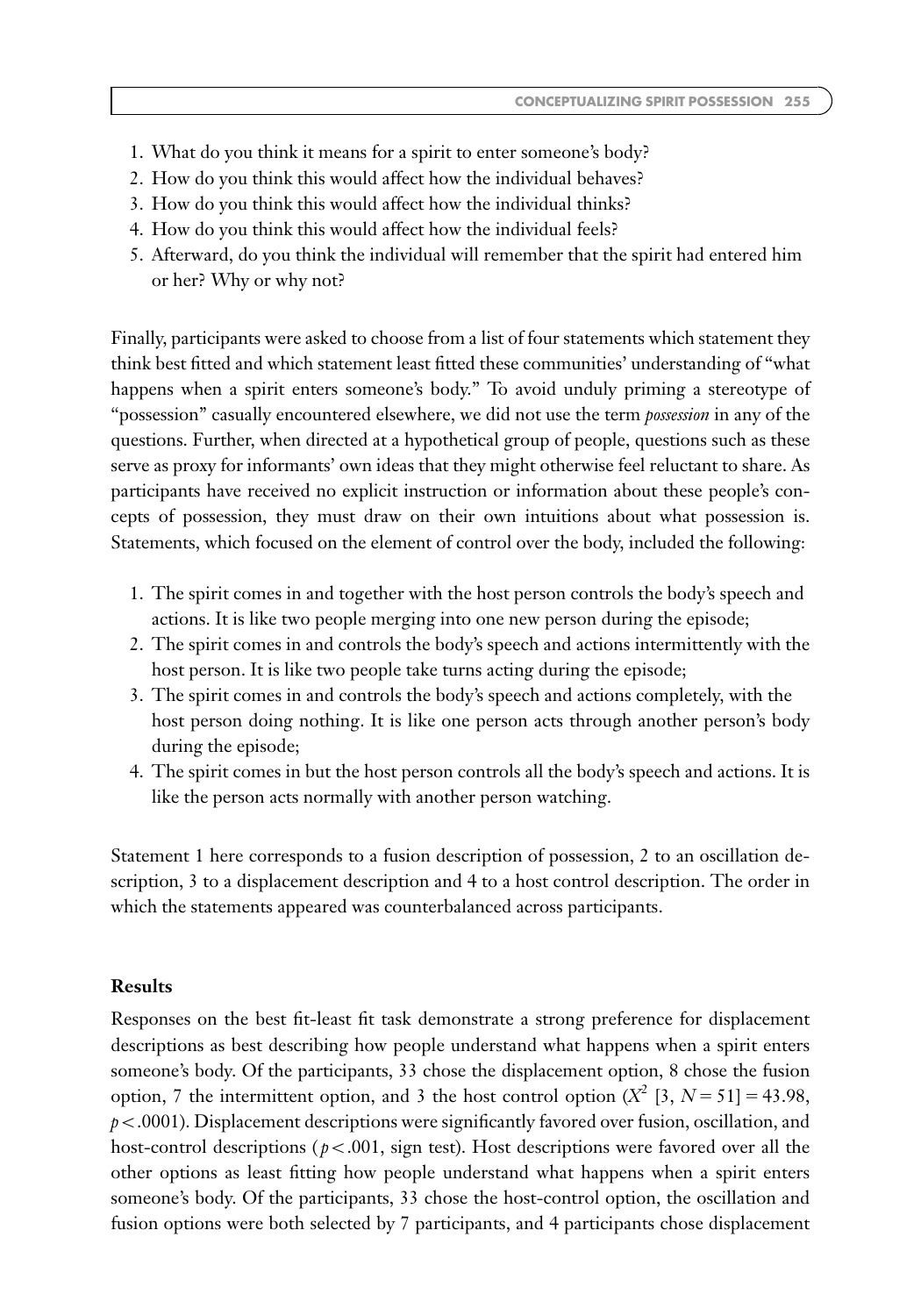1. What do you think it means for a spirit to enter someone's body?
2. How do you think this would affect how the individual behaves?
3. How do you think this would affect how the individual thinks?
4. How do you think this would affect how the individual feels?
5. Afterward, do you think the individual will remember that the spirit had entered him or her? Why or why not?

Finally, participants were asked to choose from a list of four statements which statement they think best fitted and which statement least fitted these communities' understanding of "what happens when a spirit enters someone's body." To avoid unduly priming a stereotype of "possession" casually encountered elsewhere, we did not use the term *possession* in any of the questions. Further, when directed at a hypothetical group of people, questions such as these serve as proxy for informants' own ideas that they might otherwise feel reluctant to share. As participants have received no explicit instruction or information about these people's concepts of possession, they must draw on their own intuitions about what possession is. Statements, which focused on the element of control over the body, included the following:

1. The spirit comes in and together with the host person controls the body's speech and actions. It is like two people merging into one new person during the episode;
2. The spirit comes in and controls the body's speech and actions intermittently with the host person. It is like two people take turns acting during the episode;
3. The spirit comes in and controls the body's speech and actions completely, with the host person doing nothing. It is like one person acts through another person's body during the episode;
4. The spirit comes in but the host person controls all the body's speech and actions. It is like the person acts normally with another person watching.

Statement 1 here corresponds to a fusion description of possession, 2 to an oscillation description, 3 to a displacement description and 4 to a host control description. The order in which the statements appeared was counterbalanced across participants.

## Results

Responses on the best fit-least fit task demonstrate a strong preference for displacement descriptions as best describing how people understand what happens when a spirit enters someone's body. Of the participants, 33 chose the displacement option, 8 chose the fusion option, 7 the intermittent option, and 3 the host control option ($X^2$ [3, $N = 51$] = 43.98, $p < .0001$). Displacement descriptions were significantly favored over fusion, oscillation, and host-control descriptions ($p < .001$, sign test). Host descriptions were favored over all the other options as least fitting how people understand what happens when a spirit enters someone's body. Of the participants, 33 chose the host-control option, the oscillation and fusion options were both selected by 7 participants, and 4 participants chose displacement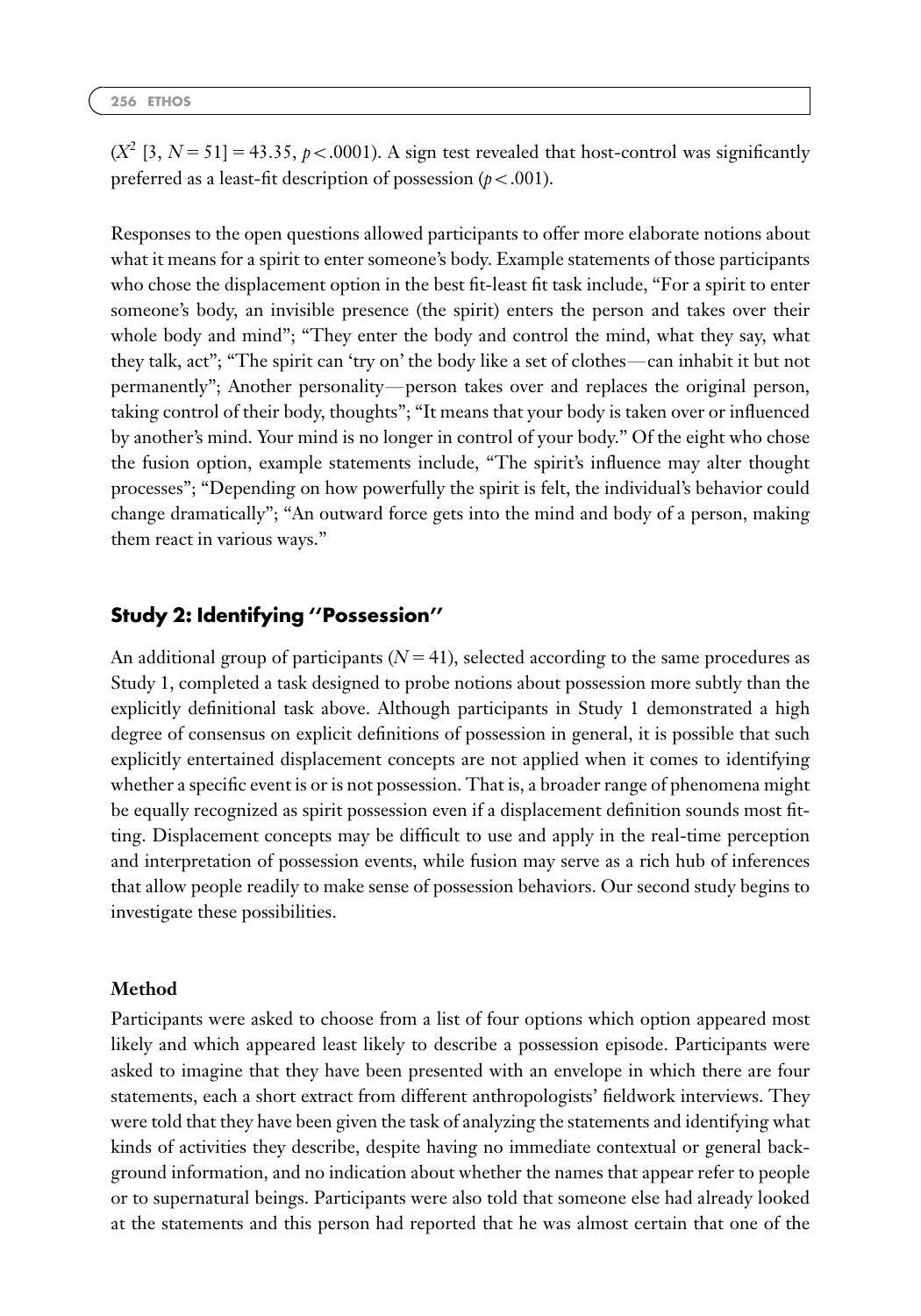($X^2$ [3, $N = 51$] = 43.35, $p < .0001$). A sign test revealed that host-control was significantly preferred as a least-fit description of possession ($p < .001$).

Responses to the open questions allowed participants to offer more elaborate notions about what it means for a spirit to enter someone's body. Example statements of those participants who chose the displacement option in the best fit-least fit task include, "For a spirit to enter someone's body, an invisible presence (the spirit) enters the person and takes over their whole body and mind"; "They enter the body and control the mind, what they say, what they talk, act"; "The spirit can 'try on' the body like a set of clothes—can inhabit it but not permanently"; Another personality—person takes over and replaces the original person, taking control of their body, thoughts"; "It means that your body is taken over or influenced by another's mind. Your mind is no longer in control of your body." Of the eight who chose the fusion option, example statements include, "The spirit's influence may alter thought processes"; "Depending on how powerfully the spirit is felt, the individual's behavior could change dramatically"; "An outward force gets into the mind and body of a person, making them react in various ways."

## Study 2: Identifying "Possession"

An additional group of participants ($N = 41$), selected according to the same procedures as Study 1, completed a task designed to probe notions about possession more subtly than the explicitly definitional task above. Although participants in Study 1 demonstrated a high degree of consensus on explicit definitions of possession in general, it is possible that such explicitly entertained displacement concepts are not applied when it comes to identifying whether a specific event is or is not possession. That is, a broader range of phenomena might be equally recognized as spirit possession even if a displacement definition sounds most fitting. Displacement concepts may be difficult to use and apply in the real-time perception and interpretation of possession events, while fusion may serve as a rich hub of inferences that allow people readily to make sense of possession behaviors. Our second study begins to investigate these possibilities.

### Method

Participants were asked to choose from a list of four options which option appeared most likely and which appeared least likely to describe a possession episode. Participants were asked to imagine that they have been presented with an envelope in which there are four statements, each a short extract from different anthropologists' fieldwork interviews. They were told that they have been given the task of analyzing the statements and identifying what kinds of activities they describe, despite having no immediate contextual or general background information, and no indication about whether the names that appear refer to people or to supernatural beings. Participants were also told that someone else had already looked at the statements and this person had reported that he was almost certain that one of the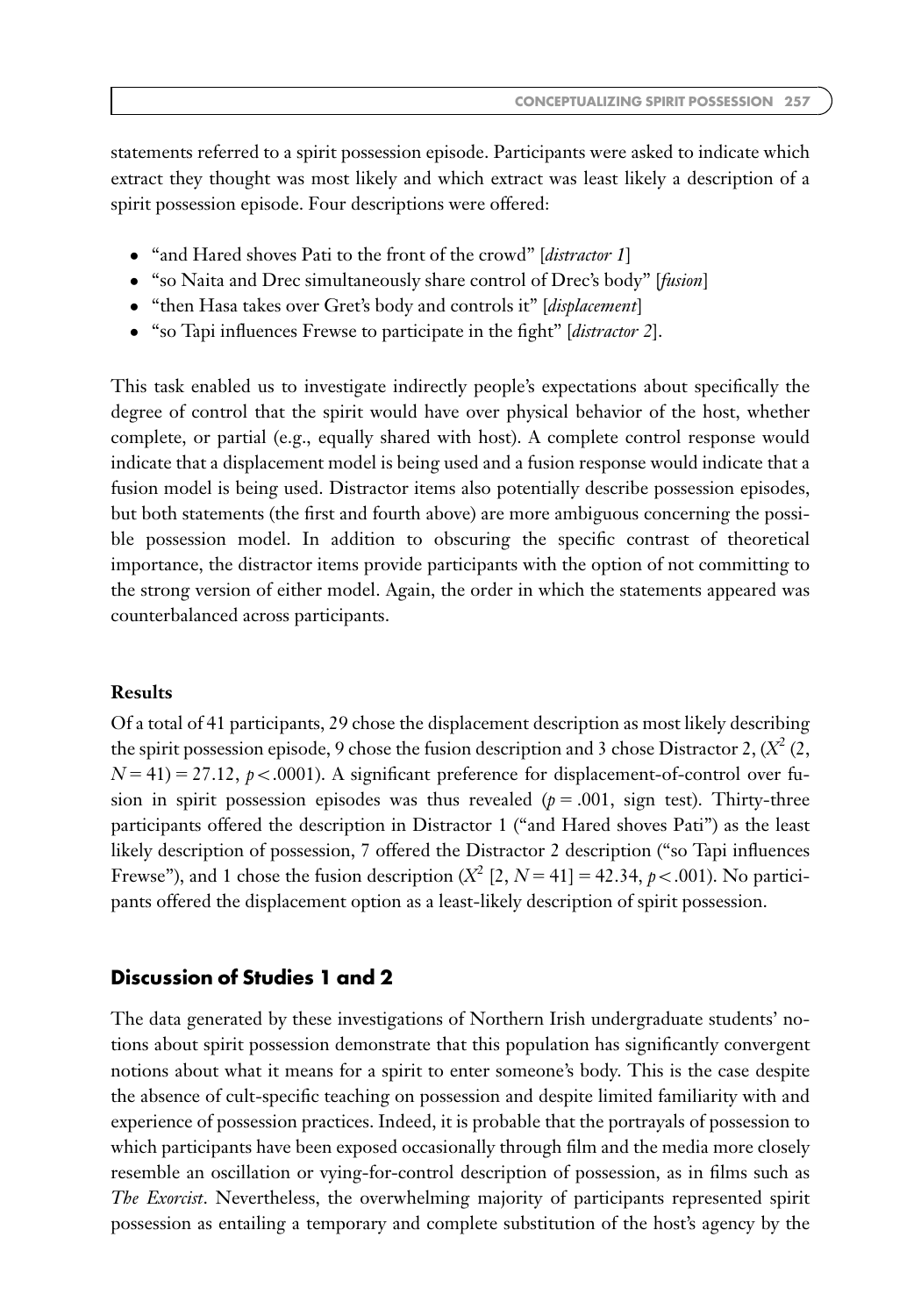statements referred to a spirit possession episode. Participants were asked to indicate which extract they thought was most likely and which extract was least likely a description of a spirit possession episode. Four descriptions were offered:

- "and Hared shoves Pati to the front of the crowd" [*distractor 1*]
- "so Naita and Drec simultaneously share control of Drec's body" [*fusion*]
- "then Hasa takes over Gret's body and controls it" [*displacement*]
- "so Tapi influences Frewse to participate in the fight" [*distractor 2*].

This task enabled us to investigate indirectly people's expectations about specifically the degree of control that the spirit would have over physical behavior of the host, whether complete, or partial (e.g., equally shared with host). A complete control response would indicate that a displacement model is being used and a fusion response would indicate that a fusion model is being used. Distractor items also potentially describe possession episodes, but both statements (the first and fourth above) are more ambiguous concerning the possible possession model. In addition to obscuring the specific contrast of theoretical importance, the distractor items provide participants with the option of not committing to the strong version of either model. Again, the order in which the statements appeared was counterbalanced across participants.

### Results

Of a total of 41 participants, 29 chose the displacement description as most likely describing the spirit possession episode, 9 chose the fusion description and 3 chose Distractor 2, ($X^2$ (2, $N = 41$) = 27.12, $p < .0001$). A significant preference for displacement-of-control over fusion in spirit possession episodes was thus revealed ($p = .001$, sign test). Thirty-three participants offered the description in Distractor 1 ("and Hared shoves Pati") as the least likely description of possession, 7 offered the Distractor 2 description ("so Tapi influences Frewse"), and 1 chose the fusion description ($X^2$ [2, $N = 41$] = 42.34, $p < .001$). No participants offered the displacement option as a least-likely description of spirit possession.

## Discussion of Studies 1 and 2

The data generated by these investigations of Northern Irish undergraduate students' notions about spirit possession demonstrate that this population has significantly convergent notions about what it means for a spirit to enter someone's body. This is the case despite the absence of cult-specific teaching on possession and despite limited familiarity with and experience of possession practices. Indeed, it is probable that the portrayals of possession to which participants have been exposed occasionally through film and the media more closely resemble an oscillation or vying-for-control description of possession, as in films such as *The Exorcist*. Nevertheless, the overwhelming majority of participants represented spirit possession as entailing a temporary and complete substitution of the host's agency by the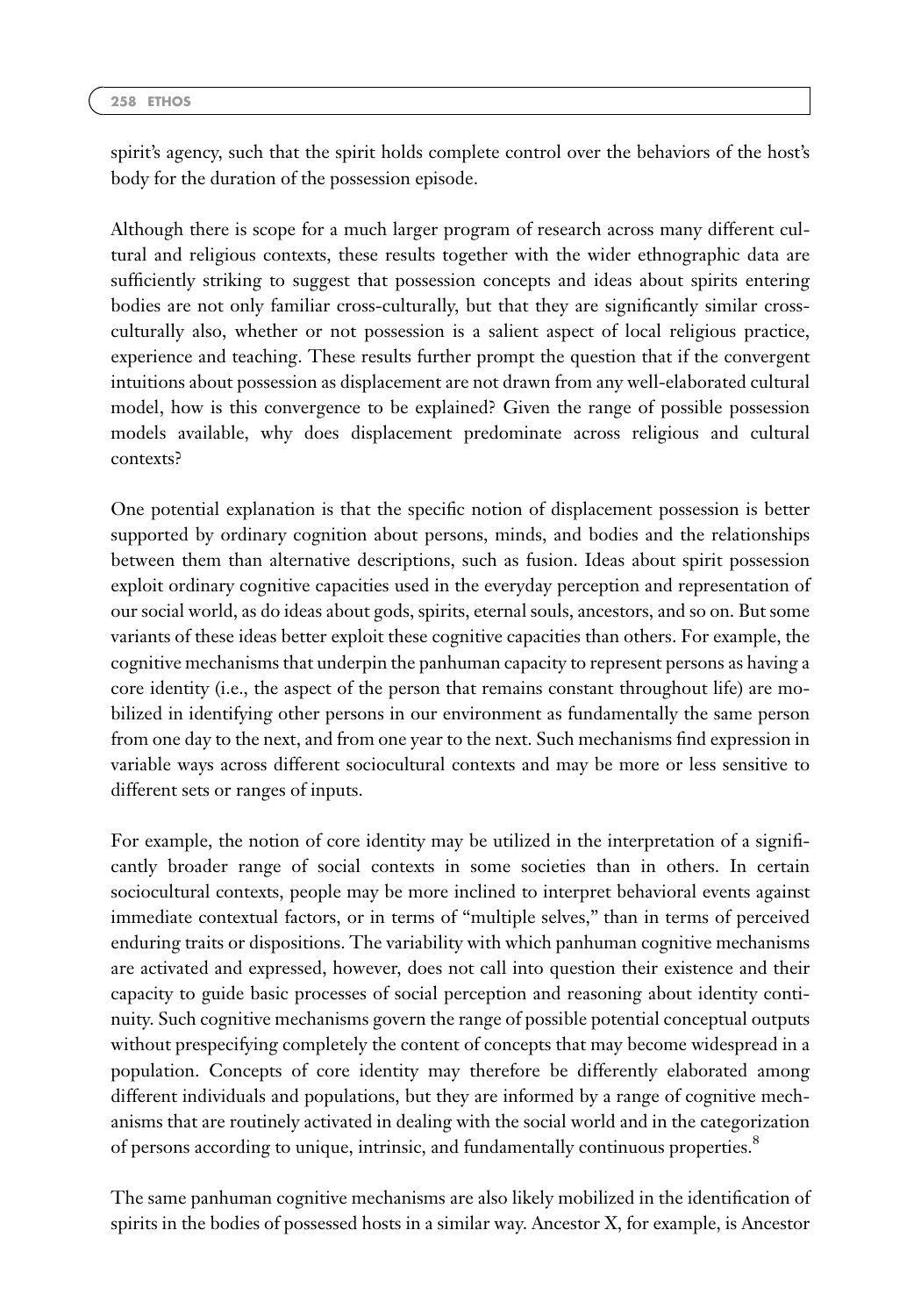spirit's agency, such that the spirit holds complete control over the behaviors of the host's body for the duration of the possession episode.

Although there is scope for a much larger program of research across many different cultural and religious contexts, these results together with the wider ethnographic data are sufficiently striking to suggest that possession concepts and ideas about spirits entering bodies are not only familiar cross-culturally, but that they are significantly similar cross-culturally also, whether or not possession is a salient aspect of local religious practice, experience and teaching. These results further prompt the question that if the convergent intuitions about possession as displacement are not drawn from any well-elaborated cultural model, how is this convergence to be explained? Given the range of possible possession models available, why does displacement predominate across religious and cultural contexts?

One potential explanation is that the specific notion of displacement possession is better supported by ordinary cognition about persons, minds, and bodies and the relationships between them than alternative descriptions, such as fusion. Ideas about spirit possession exploit ordinary cognitive capacities used in the everyday perception and representation of our social world, as do ideas about gods, spirits, eternal souls, ancestors, and so on. But some variants of these ideas better exploit these cognitive capacities than others. For example, the cognitive mechanisms that underpin the panhuman capacity to represent persons as having a core identity (i.e., the aspect of the person that remains constant throughout life) are mobilized in identifying other persons in our environment as fundamentally the same person from one day to the next, and from one year to the next. Such mechanisms find expression in variable ways across different sociocultural contexts and may be more or less sensitive to different sets or ranges of inputs.

For example, the notion of core identity may be utilized in the interpretation of a significantly broader range of social contexts in some societies than in others. In certain sociocultural contexts, people may be more inclined to interpret behavioral events against immediate contextual factors, or in terms of "multiple selves," than in terms of perceived enduring traits or dispositions. The variability with which panhuman cognitive mechanisms are activated and expressed, however, does not call into question their existence and their capacity to guide basic processes of social perception and reasoning about identity continuity. Such cognitive mechanisms govern the range of possible potential conceptual outputs without prespecifying completely the content of concepts that may become widespread in a population. Concepts of core identity may therefore be differently elaborated among different individuals and populations, but they are informed by a range of cognitive mechanisms that are routinely activated in dealing with the social world and in the categorization of persons according to unique, intrinsic, and fundamentally continuous properties.[8]

The same panhuman cognitive mechanisms are also likely mobilized in the identification of spirits in the bodies of possessed hosts in a similar way. Ancestor X, for example, is Ancestor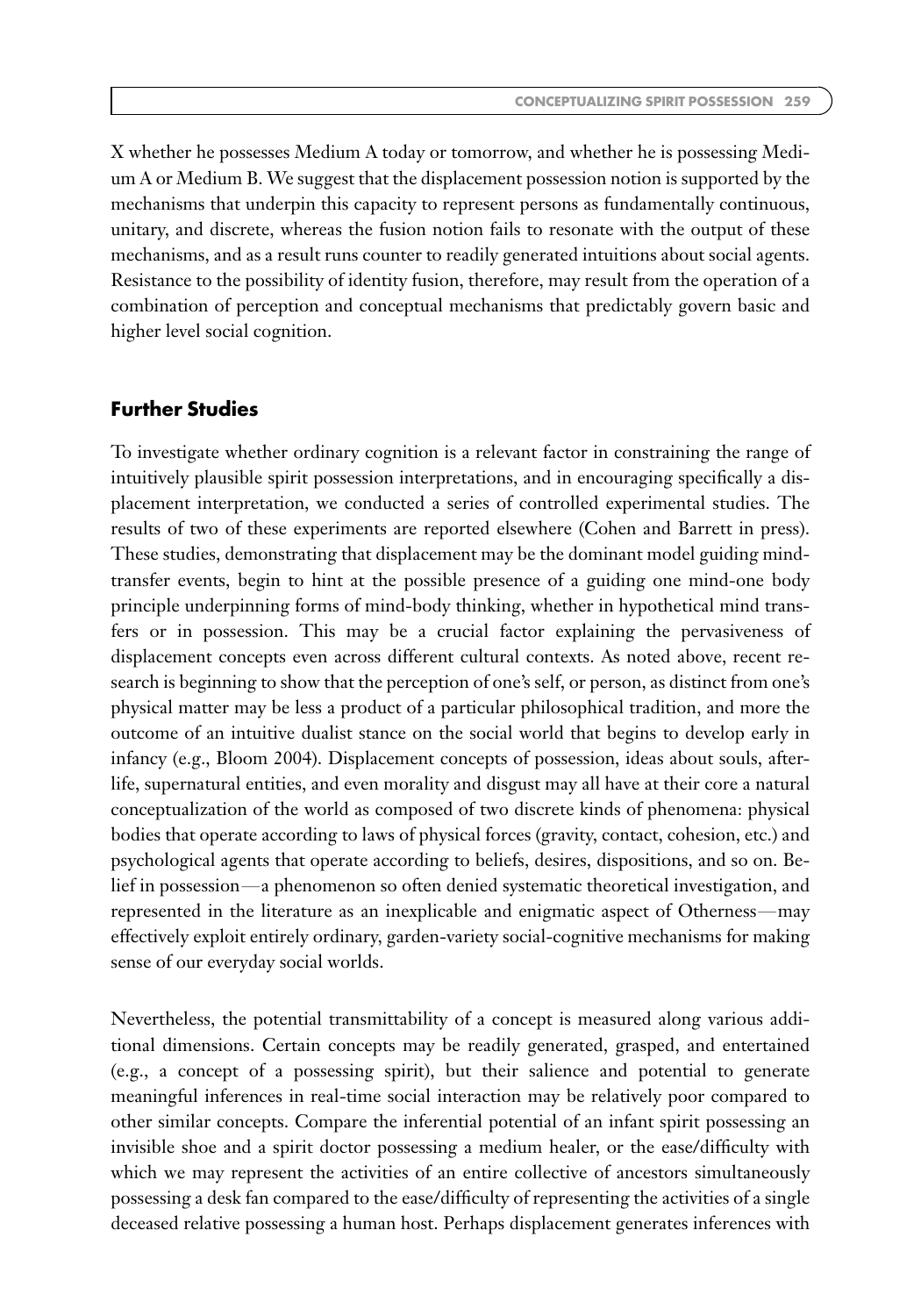X whether he possesses Medium A today or tomorrow, and whether he is possessing Medium A or Medium B. We suggest that the displacement possession notion is supported by the mechanisms that underpin this capacity to represent persons as fundamentally continuous, unitary, and discrete, whereas the fusion notion fails to resonate with the output of these mechanisms, and as a result runs counter to readily generated intuitions about social agents. Resistance to the possibility of identity fusion, therefore, may result from the operation of a combination of perception and conceptual mechanisms that predictably govern basic and higher level social cognition.

## Further Studies

To investigate whether ordinary cognition is a relevant factor in constraining the range of intuitively plausible spirit possession interpretations, and in encouraging specifically a displacement interpretation, we conducted a series of controlled experimental studies. The results of two of these experiments are reported elsewhere (Cohen and Barrett in press). These studies, demonstrating that displacement may be the dominant model guiding mind-transfer events, begin to hint at the possible presence of a guiding one mind-one body principle underpinning forms of mind-body thinking, whether in hypothetical mind transfers or in possession. This may be a crucial factor explaining the pervasiveness of displacement concepts even across different cultural contexts. As noted above, recent research is beginning to show that the perception of one's self, or person, as distinct from one's physical matter may be less a product of a particular philosophical tradition, and more the outcome of an intuitive dualist stance on the social world that begins to develop early in infancy (e.g., Bloom 2004). Displacement concepts of possession, ideas about souls, afterlife, supernatural entities, and even morality and disgust may all have at their core a natural conceptualization of the world as composed of two discrete kinds of phenomena: physical bodies that operate according to laws of physical forces (gravity, contact, cohesion, etc.) and psychological agents that operate according to beliefs, desires, dispositions, and so on. Belief in possession—a phenomenon so often denied systematic theoretical investigation, and represented in the literature as an inexplicable and enigmatic aspect of Otherness—may effectively exploit entirely ordinary, garden-variety social-cognitive mechanisms for making sense of our everyday social worlds.

Nevertheless, the potential transmittability of a concept is measured along various additional dimensions. Certain concepts may be readily generated, grasped, and entertained (e.g., a concept of a possessing spirit), but their salience and potential to generate meaningful inferences in real-time social interaction may be relatively poor compared to other similar concepts. Compare the inferential potential of an infant spirit possessing an invisible shoe and a spirit doctor possessing a medium healer, or the ease/difficulty with which we may represent the activities of an entire collective of ancestors simultaneously possessing a desk fan compared to the ease/difficulty of representing the activities of a single deceased relative possessing a human host. Perhaps displacement generates inferences with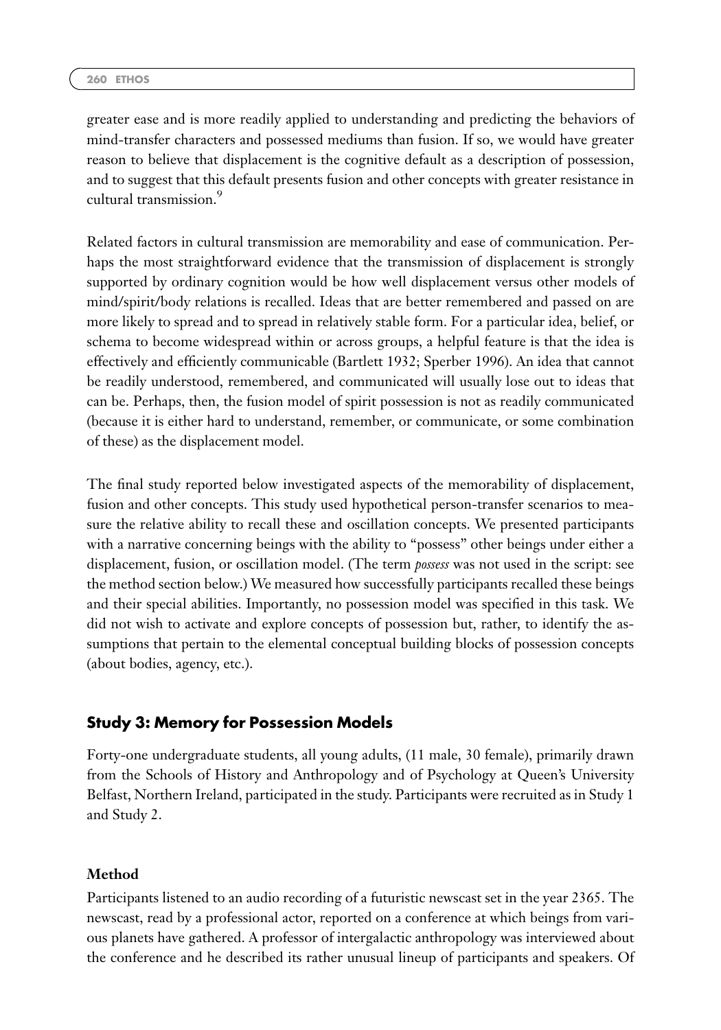greater ease and is more readily applied to understanding and predicting the behaviors of mind-transfer characters and possessed mediums than fusion. If so, we would have greater reason to believe that displacement is the cognitive default as a description of possession, and to suggest that this default presents fusion and other concepts with greater resistance in cultural transmission.[9]

Related factors in cultural transmission are memorability and ease of communication. Perhaps the most straightforward evidence that the transmission of displacement is strongly supported by ordinary cognition would be how well displacement versus other models of mind/spirit/body relations is recalled. Ideas that are better remembered and passed on are more likely to spread and to spread in relatively stable form. For a particular idea, belief, or schema to become widespread within or across groups, a helpful feature is that the idea is effectively and efficiently communicable (Bartlett 1932; Sperber 1996). An idea that cannot be readily understood, remembered, and communicated will usually lose out to ideas that can be. Perhaps, then, the fusion model of spirit possession is not as readily communicated (because it is either hard to understand, remember, or communicate, or some combination of these) as the displacement model.

The final study reported below investigated aspects of the memorability of displacement, fusion and other concepts. This study used hypothetical person-transfer scenarios to measure the relative ability to recall these and oscillation concepts. We presented participants with a narrative concerning beings with the ability to "possess" other beings under either a displacement, fusion, or oscillation model. (The term *possess* was not used in the script: see the method section below.) We measured how successfully participants recalled these beings and their special abilities. Importantly, no possession model was specified in this task. We did not wish to activate and explore concepts of possession but, rather, to identify the assumptions that pertain to the elemental conceptual building blocks of possession concepts (about bodies, agency, etc.).

## Study 3: Memory for Possession Models

Forty-one undergraduate students, all young adults, (11 male, 30 female), primarily drawn from the Schools of History and Anthropology and of Psychology at Queen's University Belfast, Northern Ireland, participated in the study. Participants were recruited as in Study 1 and Study 2.

### Method

Participants listened to an audio recording of a futuristic newscast set in the year 2365. The newscast, read by a professional actor, reported on a conference at which beings from various planets have gathered. A professor of intergalactic anthropology was interviewed about the conference and he described its rather unusual lineup of participants and speakers. Of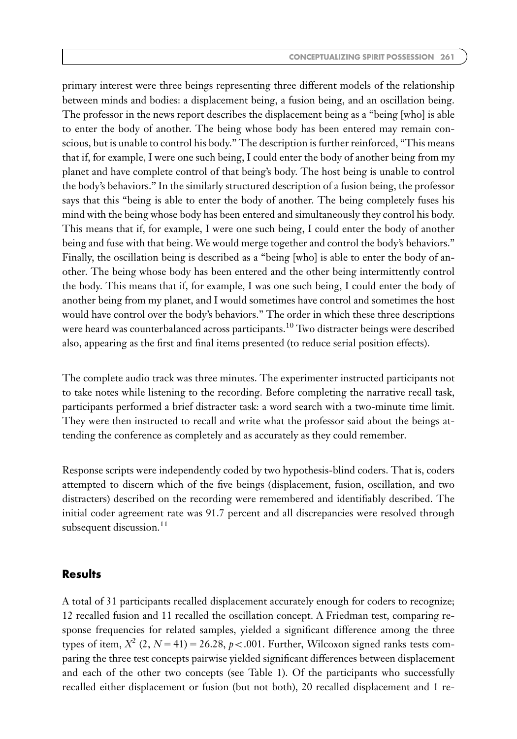primary interest were three beings representing three different models of the relationship between minds and bodies: a displacement being, a fusion being, and an oscillation being. The professor in the news report describes the displacement being as a "being [who] is able to enter the body of another. The being whose body has been entered may remain conscious, but is unable to control his body." The description is further reinforced, "This means that if, for example, I were one such being, I could enter the body of another being from my planet and have complete control of that being's body. The host being is unable to control the body's behaviors." In the similarly structured description of a fusion being, the professor says that this "being is able to enter the body of another. The being completely fuses his mind with the being whose body has been entered and simultaneously they control his body. This means that if, for example, I were one such being, I could enter the body of another being and fuse with that being. We would merge together and control the body's behaviors." Finally, the oscillation being is described as a "being [who] is able to enter the body of another. The being whose body has been entered and the other being intermittently control the body. This means that if, for example, I was one such being, I could enter the body of another being from my planet, and I would sometimes have control and sometimes the host would have control over the body's behaviors." The order in which these three descriptions were heard was counterbalanced across participants.[10] Two distracter beings were described also, appearing as the first and final items presented (to reduce serial position effects).

The complete audio track was three minutes. The experimenter instructed participants not to take notes while listening to the recording. Before completing the narrative recall task, participants performed a brief distracter task: a word search with a two-minute time limit. They were then instructed to recall and write what the professor said about the beings attending the conference as completely and as accurately as they could remember.

Response scripts were independently coded by two hypothesis-blind coders. That is, coders attempted to discern which of the five beings (displacement, fusion, oscillation, and two distracters) described on the recording were remembered and identifiably described. The initial coder agreement rate was 91.7 percent and all discrepancies were resolved through subsequent discussion.[11]

## Results

A total of 31 participants recalled displacement accurately enough for coders to recognize; 12 recalled fusion and 11 recalled the oscillation concept. A Friedman test, comparing response frequencies for related samples, yielded a significant difference among the three types of item, $X^2$ $(2, N = 41) = 26.28$, $p < .001$. Further, Wilcoxon signed ranks tests comparing the three test concepts pairwise yielded significant differences between displacement and each of the other two concepts (see Table 1). Of the participants who successfully recalled either displacement or fusion (but not both), 20 recalled displacement and 1 re-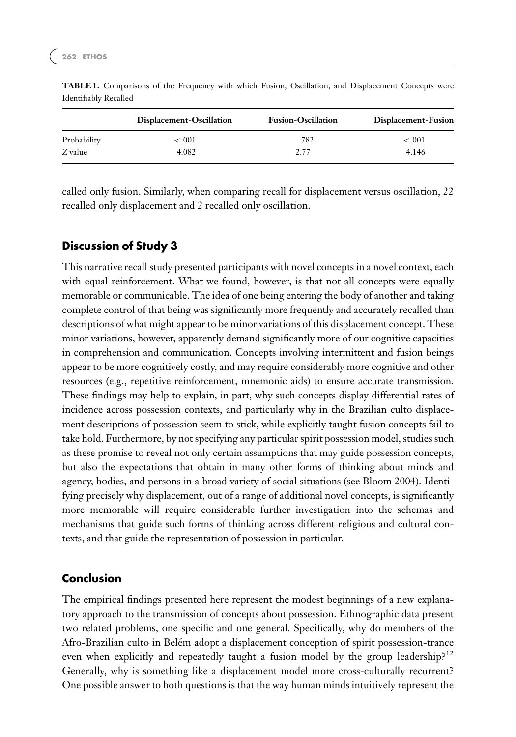**TABLE 1.** Comparisons of the Frequency with which Fusion, Oscillation, and Displacement Concepts were Identifiably Recalled

| | Displacement-Oscillation | Fusion-Oscillation | Displacement-Fusion |
|---|---|---|---|
| Probability | <.001 | .782 | <.001 |
| *Z* value | 4.082 | 2.77 | 4.146 |

called only fusion. Similarly, when comparing recall for displacement versus oscillation, 22 recalled only displacement and 2 recalled only oscillation.

## Discussion of Study 3

This narrative recall study presented participants with novel concepts in a novel context, each with equal reinforcement. What we found, however, is that not all concepts were equally memorable or communicable. The idea of one being entering the body of another and taking complete control of that being was significantly more frequently and accurately recalled than descriptions of what might appear to be minor variations of this displacement concept. These minor variations, however, apparently demand significantly more of our cognitive capacities in comprehension and communication. Concepts involving intermittent and fusion beings appear to be more cognitively costly, and may require considerably more cognitive and other resources (e.g., repetitive reinforcement, mnemonic aids) to ensure accurate transmission. These findings may help to explain, in part, why such concepts display differential rates of incidence across possession contexts, and particularly why in the Brazilian culto displacement descriptions of possession seem to stick, while explicitly taught fusion concepts fail to take hold. Furthermore, by not specifying any particular spirit possession model, studies such as these promise to reveal not only certain assumptions that may guide possession concepts, but also the expectations that obtain in many other forms of thinking about minds and agency, bodies, and persons in a broad variety of social situations (see Bloom 2004). Identifying precisely why displacement, out of a range of additional novel concepts, is significantly more memorable will require considerable further investigation into the schemas and mechanisms that guide such forms of thinking across different religious and cultural contexts, and that guide the representation of possession in particular.

## Conclusion

The empirical findings presented here represent the modest beginnings of a new explanatory approach to the transmission of concepts about possession. Ethnographic data present two related problems, one specific and one general. Specifically, why do members of the Afro-Brazilian culto in Belém adopt a displacement conception of spirit possession-trance even when explicitly and repeatedly taught a fusion model by the group leadership?[12] Generally, why is something like a displacement model more cross-culturally recurrent? One possible answer to both questions is that the way human minds intuitively represent the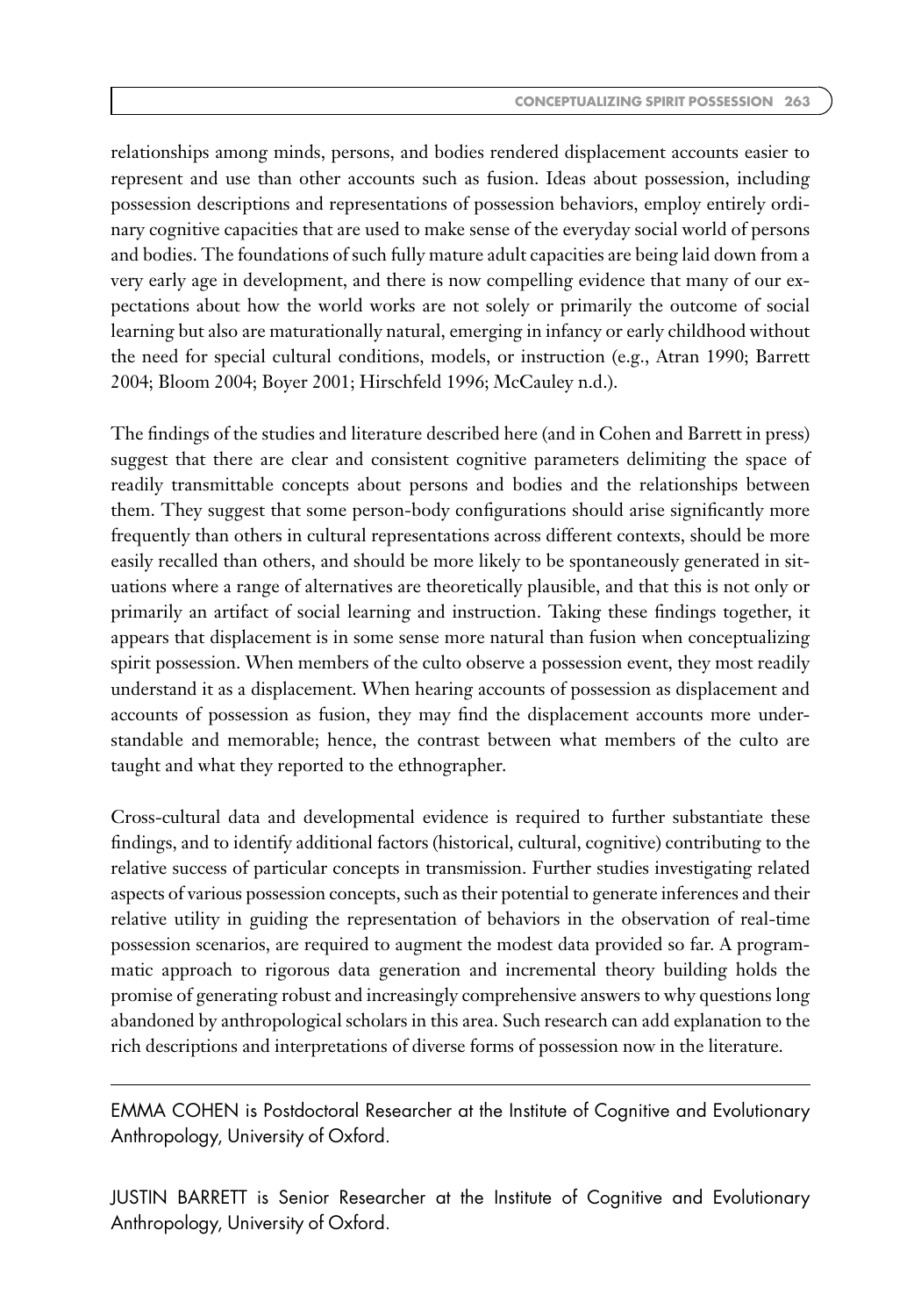relationships among minds, persons, and bodies rendered displacement accounts easier to represent and use than other accounts such as fusion. Ideas about possession, including possession descriptions and representations of possession behaviors, employ entirely ordinary cognitive capacities that are used to make sense of the everyday social world of persons and bodies. The foundations of such fully mature adult capacities are being laid down from a very early age in development, and there is now compelling evidence that many of our expectations about how the world works are not solely or primarily the outcome of social learning but also are maturationally natural, emerging in infancy or early childhood without the need for special cultural conditions, models, or instruction (e.g., Atran 1990; Barrett 2004; Bloom 2004; Boyer 2001; Hirschfeld 1996; McCauley n.d.).

The findings of the studies and literature described here (and in Cohen and Barrett in press) suggest that there are clear and consistent cognitive parameters delimiting the space of readily transmittable concepts about persons and bodies and the relationships between them. They suggest that some person-body configurations should arise significantly more frequently than others in cultural representations across different contexts, should be more easily recalled than others, and should be more likely to be spontaneously generated in situations where a range of alternatives are theoretically plausible, and that this is not only or primarily an artifact of social learning and instruction. Taking these findings together, it appears that displacement is in some sense more natural than fusion when conceptualizing spirit possession. When members of the culto observe a possession event, they most readily understand it as a displacement. When hearing accounts of possession as displacement and accounts of possession as fusion, they may find the displacement accounts more understandable and memorable; hence, the contrast between what members of the culto are taught and what they reported to the ethnographer.

Cross-cultural data and developmental evidence is required to further substantiate these findings, and to identify additional factors (historical, cultural, cognitive) contributing to the relative success of particular concepts in transmission. Further studies investigating related aspects of various possession concepts, such as their potential to generate inferences and their relative utility in guiding the representation of behaviors in the observation of real-time possession scenarios, are required to augment the modest data provided so far. A programmatic approach to rigorous data generation and incremental theory building holds the promise of generating robust and increasingly comprehensive answers to why questions long abandoned by anthropological scholars in this area. Such research can add explanation to the rich descriptions and interpretations of diverse forms of possession now in the literature.

---

EMMA COHEN is Postdoctoral Researcher at the Institute of Cognitive and Evolutionary Anthropology, University of Oxford.

JUSTIN BARRETT is Senior Researcher at the Institute of Cognitive and Evolutionary Anthropology, University of Oxford.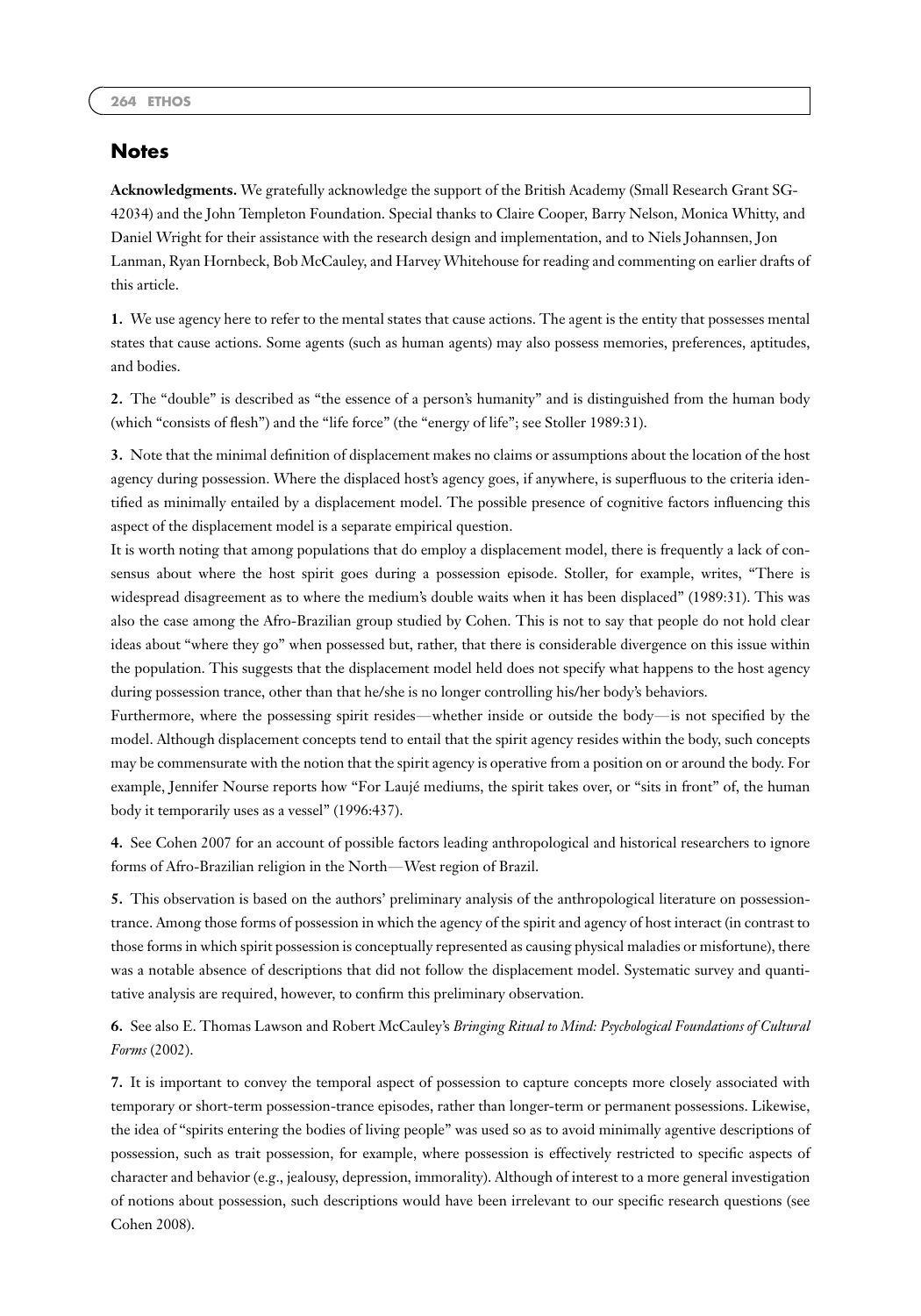## Notes

**Acknowledgments.** We gratefully acknowledge the support of the British Academy (Small Research Grant SG-42034) and the John Templeton Foundation. Special thanks to Claire Cooper, Barry Nelson, Monica Whitty, and Daniel Wright for their assistance with the research design and implementation, and to Niels Johannsen, Jon Lanman, Ryan Hornbeck, Bob McCauley, and Harvey Whitehouse for reading and commenting on earlier drafts of this article.

**1.** We use agency here to refer to the mental states that cause actions. The agent is the entity that possesses mental states that cause actions. Some agents (such as human agents) may also possess memories, preferences, aptitudes, and bodies.

**2.** The "double" is described as "the essence of a person's humanity" and is distinguished from the human body (which "consists of flesh") and the "life force" (the "energy of life"; see Stoller 1989:31).

**3.** Note that the minimal definition of displacement makes no claims or assumptions about the location of the host agency during possession. Where the displaced host's agency goes, if anywhere, is superfluous to the criteria identified as minimally entailed by a displacement model. The possible presence of cognitive factors influencing this aspect of the displacement model is a separate empirical question.

It is worth noting that among populations that do employ a displacement model, there is frequently a lack of consensus about where the host spirit goes during a possession episode. Stoller, for example, writes, "There is widespread disagreement as to where the medium's double waits when it has been displaced" (1989:31). This was also the case among the Afro-Brazilian group studied by Cohen. This is not to say that people do not hold clear ideas about "where they go" when possessed but, rather, that there is considerable divergence on this issue within the population. This suggests that the displacement model held does not specify what happens to the host agency during possession trance, other than that he/she is no longer controlling his/her body's behaviors.

Furthermore, where the possessing spirit resides—whether inside or outside the body—is not specified by the model. Although displacement concepts tend to entail that the spirit agency resides within the body, such concepts may be commensurate with the notion that the spirit agency is operative from a position on or around the body. For example, Jennifer Nourse reports how "For Laujé mediums, the spirit takes over, or "sits in front" of, the human body it temporarily uses as a vessel" (1996:437).

**4.** See Cohen 2007 for an account of possible factors leading anthropological and historical researchers to ignore forms of Afro-Brazilian religion in the North—West region of Brazil.

**5.** This observation is based on the authors' preliminary analysis of the anthropological literature on possession-trance. Among those forms of possession in which the agency of the spirit and agency of host interact (in contrast to those forms in which spirit possession is conceptually represented as causing physical maladies or misfortune), there was a notable absence of descriptions that did not follow the displacement model. Systematic survey and quantitative analysis are required, however, to confirm this preliminary observation.

**6.** See also E. Thomas Lawson and Robert McCauley's *Bringing Ritual to Mind: Psychological Foundations of Cultural Forms* (2002).

**7.** It is important to convey the temporal aspect of possession to capture concepts more closely associated with temporary or short-term possession-trance episodes, rather than longer-term or permanent possessions. Likewise, the idea of "spirits entering the bodies of living people" was used so as to avoid minimally agentive descriptions of possession, such as trait possession, for example, where possession is effectively restricted to specific aspects of character and behavior (e.g., jealousy, depression, immorality). Although of interest to a more general investigation of notions about possession, such descriptions would have been irrelevant to our specific research questions (see Cohen 2008).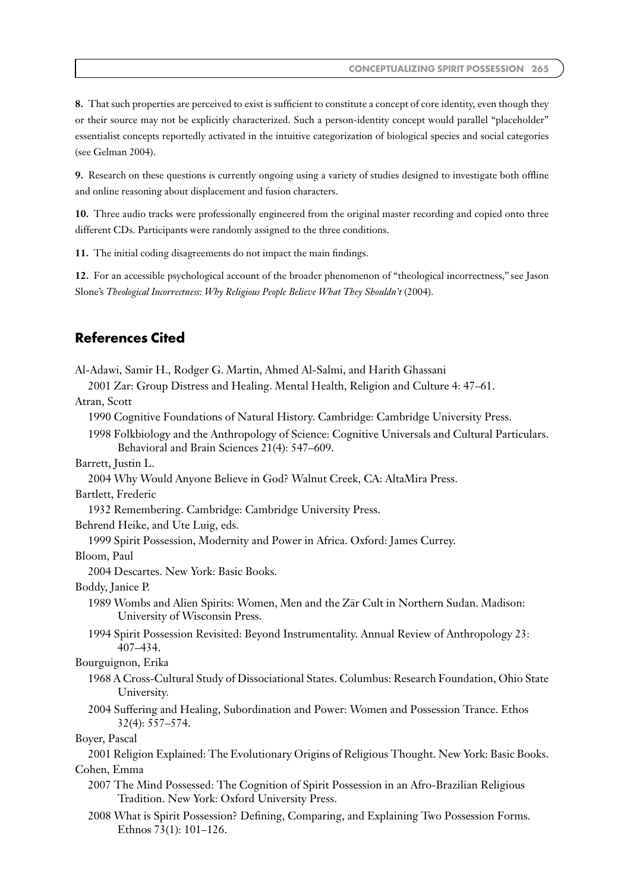**8.** That such properties are perceived to exist is sufficient to constitute a concept of core identity, even though they or their source may not be explicitly characterized. Such a person-identity concept would parallel "placeholder" essentialist concepts reportedly activated in the intuitive categorization of biological species and social categories (see Gelman 2004).

**9.** Research on these questions is currently ongoing using a variety of studies designed to investigate both offline and online reasoning about displacement and fusion characters.

**10.** Three audio tracks were professionally engineered from the original master recording and copied onto three different CDs. Participants were randomly assigned to the three conditions.

**11.** The initial coding disagreements do not impact the main findings.

**12.** For an accessible psychological account of the broader phenomenon of "theological incorrectness," see Jason Slone's *Theological Incorrectness: Why Religious People Believe What They Shouldn't* (2004).

## References Cited

Al-Adawi, Samir H., Rodger G. Martin, Ahmed Al-Salmi, and Harith Ghassani
2001 Zar: Group Distress and Healing. Mental Health, Religion and Culture 4: 47–61.

Atran, Scott
1990 Cognitive Foundations of Natural History. Cambridge: Cambridge University Press.
1998 Folkbiology and the Anthropology of Science: Cognitive Universals and Cultural Particulars. Behavioral and Brain Sciences 21(4): 547–609.

Barrett, Justin L.
2004 Why Would Anyone Believe in God? Walnut Creek, CA: AltaMira Press.

Bartlett, Frederic
1932 Remembering. Cambridge: Cambridge University Press.

Behrend Heike, and Ute Luig, eds.
1999 Spirit Possession, Modernity and Power in Africa. Oxford: James Currey.

Bloom, Paul
2004 Descartes. New York: Basic Books.

Boddy, Janice P.
1989 Wombs and Alien Spirits: Women, Men and the Zār Cult in Northern Sudan. Madison: University of Wisconsin Press.
1994 Spirit Possession Revisited: Beyond Instrumentality. Annual Review of Anthropology 23: 407–434.

Bourguignon, Erika
1968 A Cross-Cultural Study of Dissociational States. Columbus: Research Foundation, Ohio State University.
2004 Suffering and Healing, Subordination and Power: Women and Possession Trance. Ethos 32(4): 557–574.

Boyer, Pascal
2001 Religion Explained: The Evolutionary Origins of Religious Thought. New York: Basic Books.

Cohen, Emma
2007 The Mind Possessed: The Cognition of Spirit Possession in an Afro-Brazilian Religious Tradition. New York: Oxford University Press.
2008 What is Spirit Possession? Defining, Comparing, and Explaining Two Possession Forms. Ethnos 73(1): 101–126.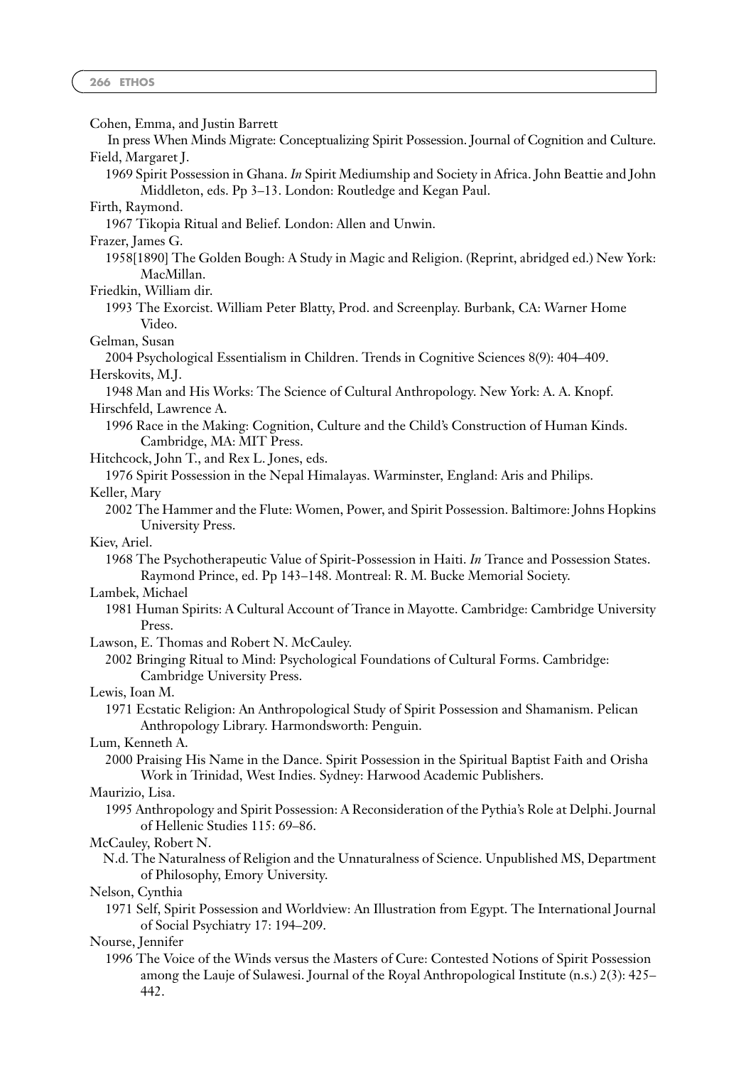Cohen, Emma, and Justin Barrett

In press When Minds Migrate: Conceptualizing Spirit Possession. Journal of Cognition and Culture.

Field, Margaret J.

1969 Spirit Possession in Ghana. *In* Spirit Mediumship and Society in Africa. John Beattie and John Middleton, eds. Pp 3–13. London: Routledge and Kegan Paul.

Firth, Raymond.

1967 Tikopia Ritual and Belief. London: Allen and Unwin.

Frazer, James G.

1958[1890] The Golden Bough: A Study in Magic and Religion. (Reprint, abridged ed.) New York: MacMillan.

Friedkin, William dir.

1993 The Exorcist. William Peter Blatty, Prod. and Screenplay. Burbank, CA: Warner Home Video.

Gelman, Susan

2004 Psychological Essentialism in Children. Trends in Cognitive Sciences 8(9): 404–409.

Herskovits, M.J.

1948 Man and His Works: The Science of Cultural Anthropology. New York: A. A. Knopf.

Hirschfeld, Lawrence A.

1996 Race in the Making: Cognition, Culture and the Child's Construction of Human Kinds. Cambridge, MA: MIT Press.

Hitchcock, John T., and Rex L. Jones, eds.

1976 Spirit Possession in the Nepal Himalayas. Warminster, England: Aris and Philips.

Keller, Mary

2002 The Hammer and the Flute: Women, Power, and Spirit Possession. Baltimore: Johns Hopkins University Press.

Kiev, Ariel.

1968 The Psychotherapeutic Value of Spirit-Possession in Haiti. *In* Trance and Possession States. Raymond Prince, ed. Pp 143–148. Montreal: R. M. Bucke Memorial Society.

Lambek, Michael

1981 Human Spirits: A Cultural Account of Trance in Mayotte. Cambridge: Cambridge University Press.

Lawson, E. Thomas and Robert N. McCauley.

2002 Bringing Ritual to Mind: Psychological Foundations of Cultural Forms. Cambridge: Cambridge University Press.

Lewis, Ioan M.

1971 Ecstatic Religion: An Anthropological Study of Spirit Possession and Shamanism. Pelican Anthropology Library. Harmondsworth: Penguin.

Lum, Kenneth A.

2000 Praising His Name in the Dance. Spirit Possession in the Spiritual Baptist Faith and Orisha Work in Trinidad, West Indies. Sydney: Harwood Academic Publishers.

Maurizio, Lisa.

1995 Anthropology and Spirit Possession: A Reconsideration of the Pythia's Role at Delphi. Journal of Hellenic Studies 115: 69–86.

McCauley, Robert N.

N.d. The Naturalness of Religion and the Unnaturalness of Science. Unpublished MS, Department of Philosophy, Emory University.

Nelson, Cynthia

1971 Self, Spirit Possession and Worldview: An Illustration from Egypt. The International Journal of Social Psychiatry 17: 194–209.

Nourse, Jennifer

1996 The Voice of the Winds versus the Masters of Cure: Contested Notions of Spirit Possession among the Lauje of Sulawesi. Journal of the Royal Anthropological Institute (n.s.) 2(3): 425–442.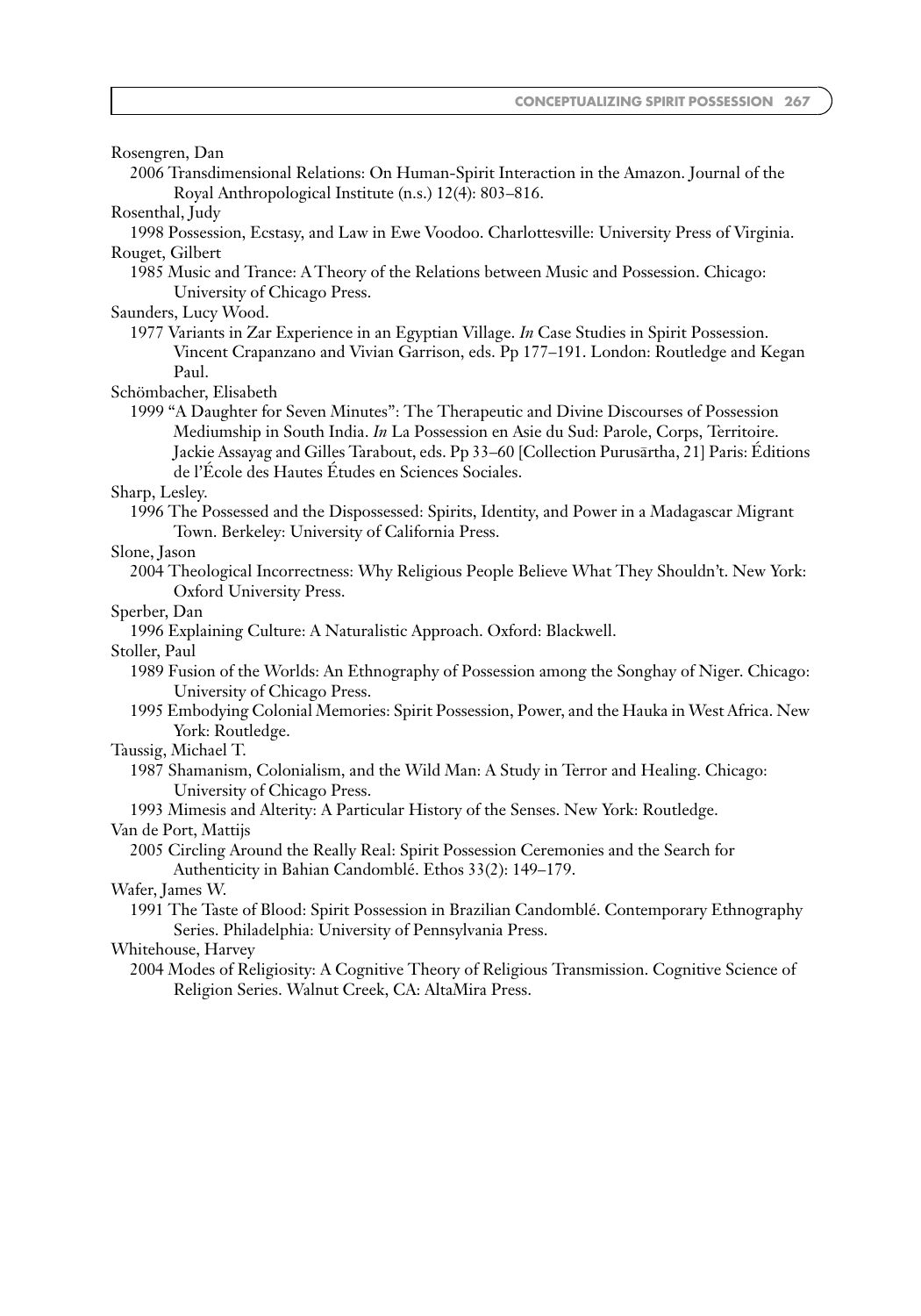Rosengren, Dan

2006 Transdimensional Relations: On Human-Spirit Interaction in the Amazon. Journal of the Royal Anthropological Institute (n.s.) 12(4): 803–816.

Rosenthal, Judy

1998 Possession, Ecstasy, and Law in Ewe Voodoo. Charlottesville: University Press of Virginia.

Rouget, Gilbert

1985 Music and Trance: A Theory of the Relations between Music and Possession. Chicago: University of Chicago Press.

Saunders, Lucy Wood.

1977 Variants in Zar Experience in an Egyptian Village. *In* Case Studies in Spirit Possession. Vincent Crapanzano and Vivian Garrison, eds. Pp 177–191. London: Routledge and Kegan Paul.

Schömbacher, Elisabeth

1999 "A Daughter for Seven Minutes": The Therapeutic and Divine Discourses of Possession Mediumship in South India. *In* La Possession en Asie du Sud: Parole, Corps, Territoire. Jackie Assayag and Gilles Tarabout, eds. Pp 33–60 [Collection Purusārtha, 21] Paris: Éditions de l'École des Hautes Études en Sciences Sociales.

Sharp, Lesley.

1996 The Possessed and the Dispossessed: Spirits, Identity, and Power in a Madagascar Migrant Town. Berkeley: University of California Press.

Slone, Jason

2004 Theological Incorrectness: Why Religious People Believe What They Shouldn't. New York: Oxford University Press.

Sperber, Dan

1996 Explaining Culture: A Naturalistic Approach. Oxford: Blackwell.

Stoller, Paul

1989 Fusion of the Worlds: An Ethnography of Possession among the Songhay of Niger. Chicago: University of Chicago Press.

1995 Embodying Colonial Memories: Spirit Possession, Power, and the Hauka in West Africa. New York: Routledge.

Taussig, Michael T.

1987 Shamanism, Colonialism, and the Wild Man: A Study in Terror and Healing. Chicago: University of Chicago Press.

1993 Mimesis and Alterity: A Particular History of the Senses. New York: Routledge.

Van de Port, Mattijs

2005 Circling Around the Really Real: Spirit Possession Ceremonies and the Search for Authenticity in Bahian Candomblé. Ethos 33(2): 149–179.

Wafer, James W.

1991 The Taste of Blood: Spirit Possession in Brazilian Candomblé. Contemporary Ethnography Series. Philadelphia: University of Pennsylvania Press.

Whitehouse, Harvey

2004 Modes of Religiosity: A Cognitive Theory of Religious Transmission. Cognitive Science of Religion Series. Walnut Creek, CA: AltaMira Press.